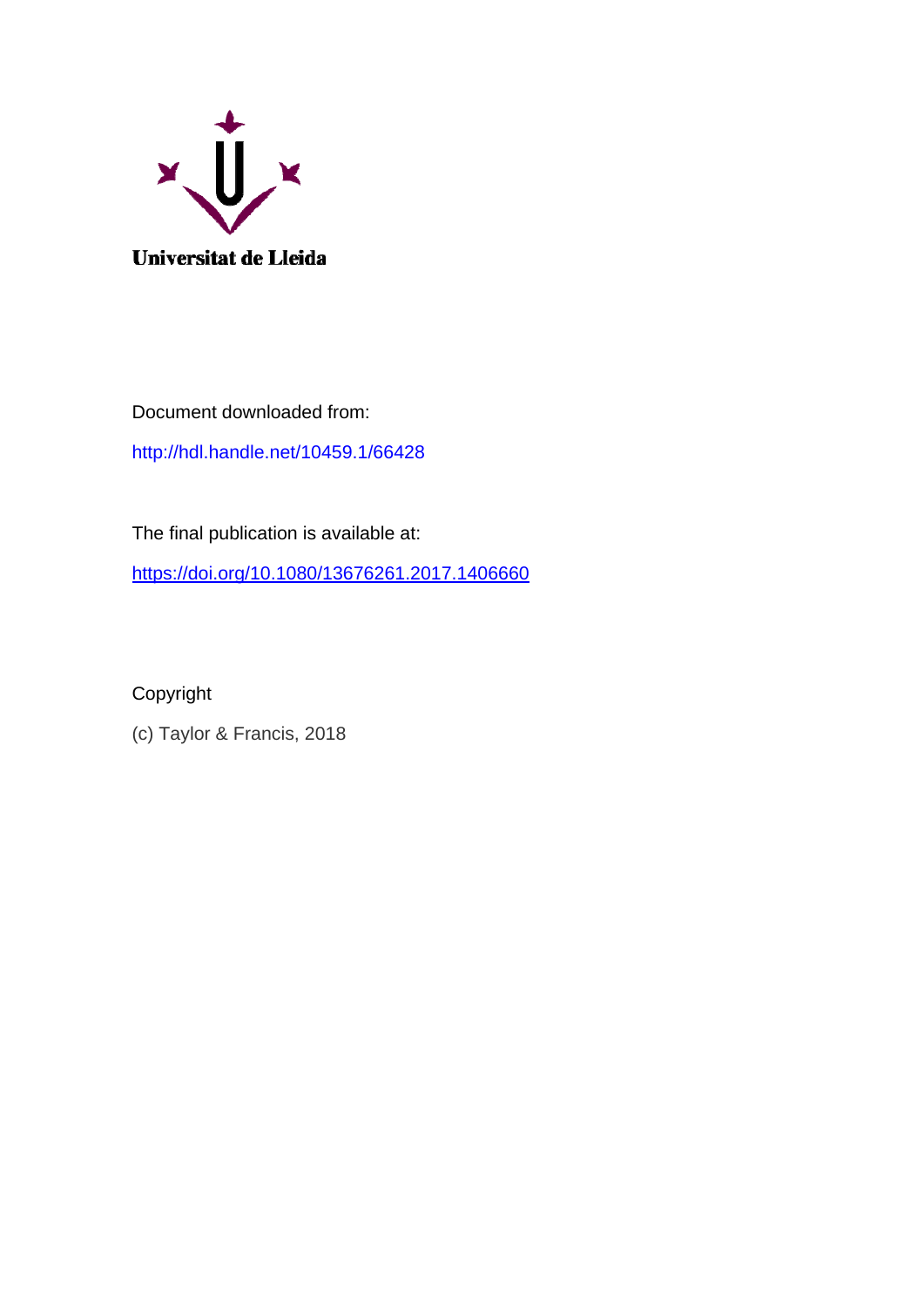Universitat de Lleida

Document downloaded from:

http://hdl.handle.net/10459.1/66428

The final publication is available at:

https://doi.org/10.1080/13676261.2017.1406660

Copyright

(c) Taylor & Francis, 2018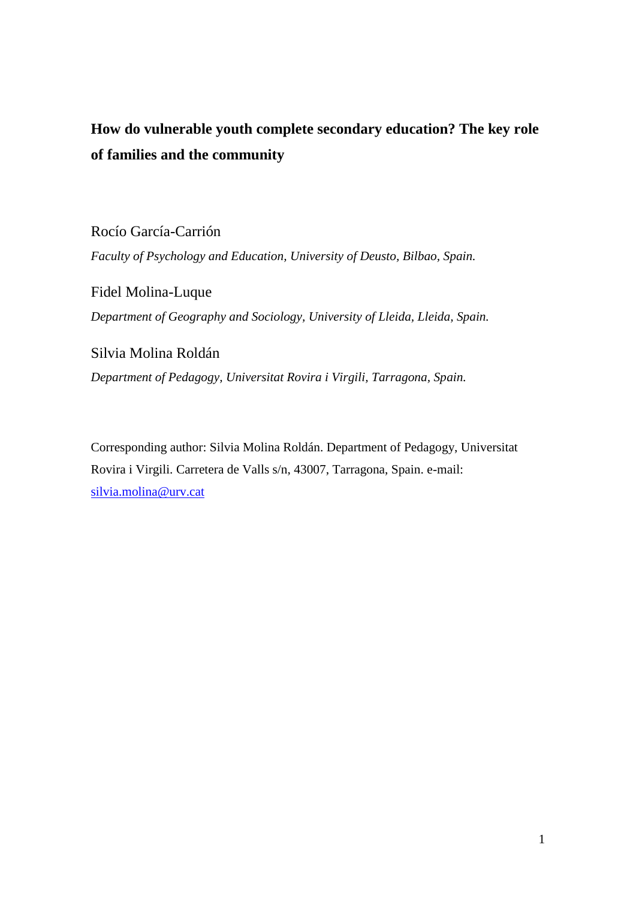# How do vulnerable youth complete secondary education? The key role of families and the community

Rocío García-Carrión

*Faculty of Psychology and Education, University of Deusto, Bilbao, Spain.*

Fidel Molina-Luque

*Department of Geography and Sociology, University of Lleida, Lleida, Spain.*

Silvia Molina Roldán

*Department of Pedagogy, Universitat Rovira i Virgili, Tarragona, Spain.*

Corresponding author: Silvia Molina Roldán. Department of Pedagogy, Universitat Rovira i Virgili. Carretera de Valls s/n, 43007, Tarragona, Spain. e-mail: silvia.molina@urv.cat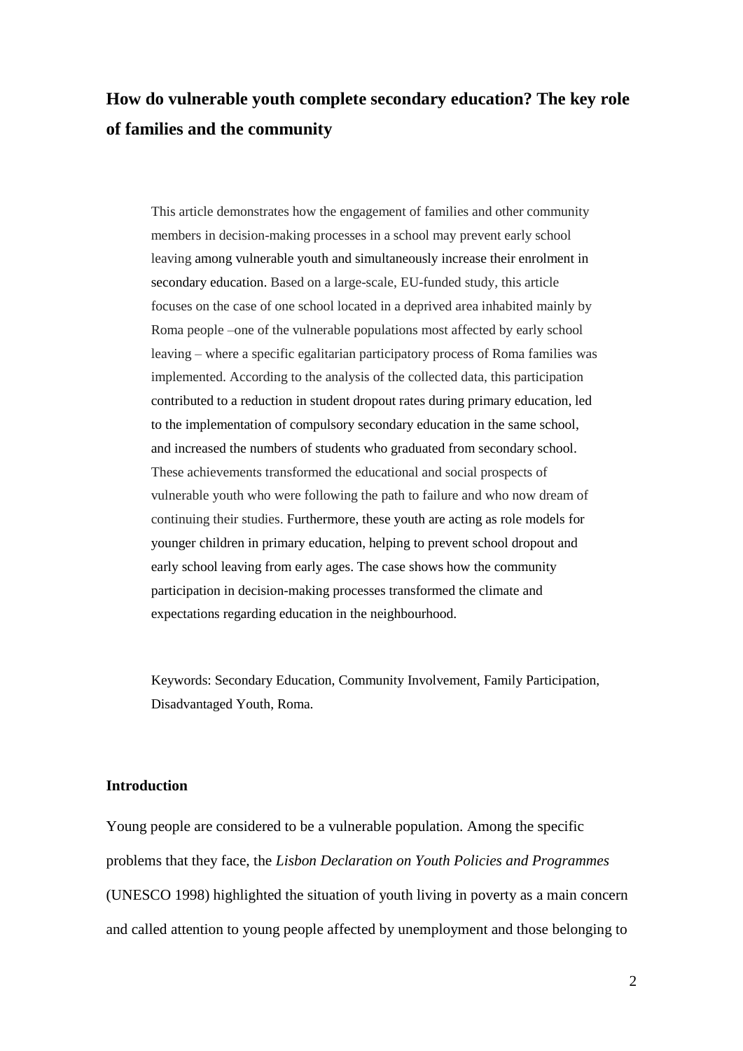# How do vulnerable youth complete secondary education? The key role of families and the community

> This article demonstrates how the engagement of families and other community members in decision-making processes in a school may prevent early school leaving among vulnerable youth and simultaneously increase their enrolment in secondary education. Based on a large-scale, EU-funded study, this article focuses on the case of one school located in a deprived area inhabited mainly by Roma people –one of the vulnerable populations most affected by early school leaving – where a specific egalitarian participatory process of Roma families was implemented. According to the analysis of the collected data, this participation contributed to a reduction in student dropout rates during primary education, led to the implementation of compulsory secondary education in the same school, and increased the numbers of students who graduated from secondary school. These achievements transformed the educational and social prospects of vulnerable youth who were following the path to failure and who now dream of continuing their studies. Furthermore, these youth are acting as role models for younger children in primary education, helping to prevent school dropout and early school leaving from early ages. The case shows how the community participation in decision-making processes transformed the climate and expectations regarding education in the neighbourhood.
>
> Keywords: Secondary Education, Community Involvement, Family Participation, Disadvantaged Youth, Roma.

## Introduction

Young people are considered to be a vulnerable population. Among the specific problems that they face, the *Lisbon Declaration on Youth Policies and Programmes* (UNESCO 1998) highlighted the situation of youth living in poverty as a main concern and called attention to young people affected by unemployment and those belonging to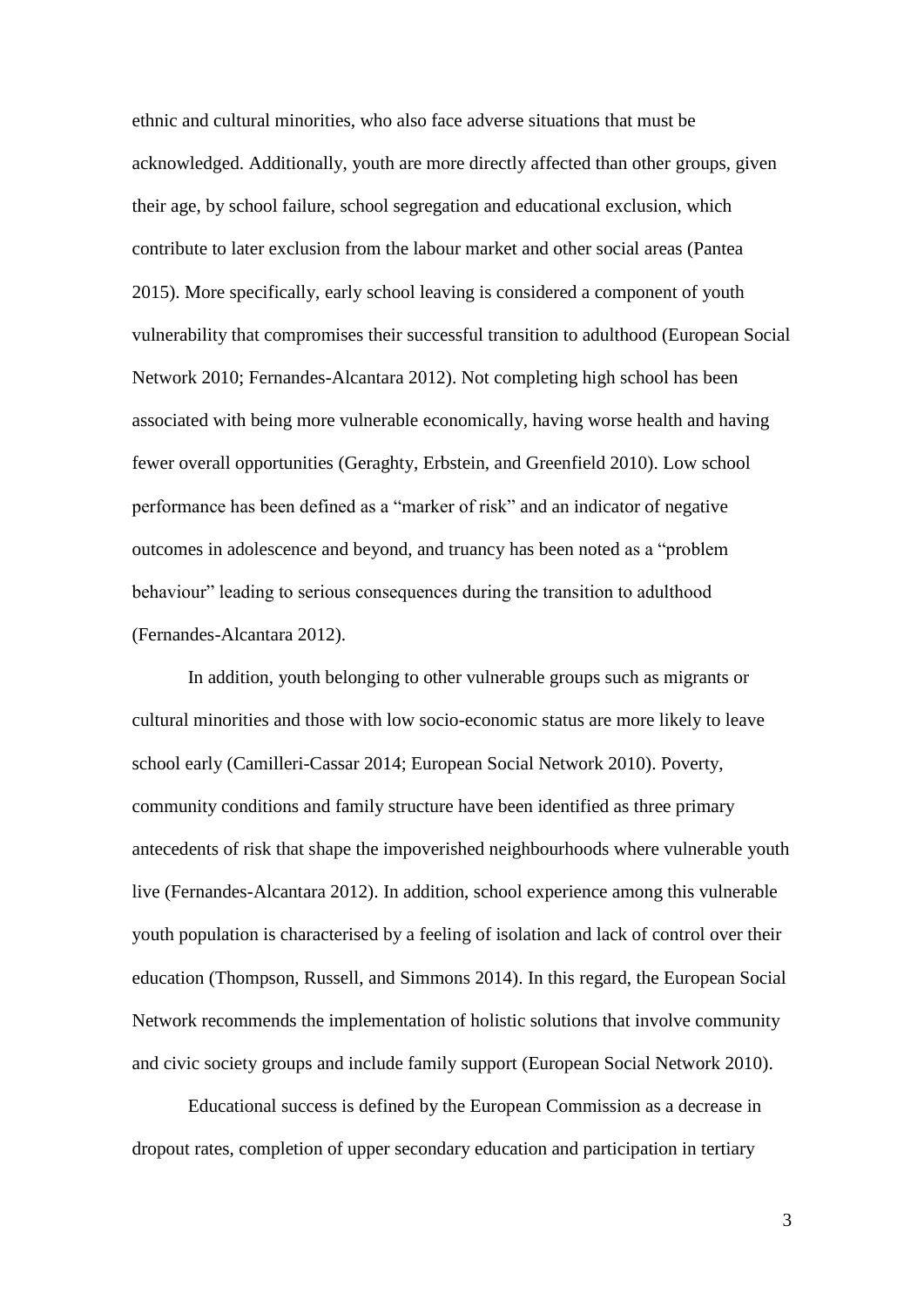ethnic and cultural minorities, who also face adverse situations that must be acknowledged. Additionally, youth are more directly affected than other groups, given their age, by school failure, school segregation and educational exclusion, which contribute to later exclusion from the labour market and other social areas (Pantea 2015). More specifically, early school leaving is considered a component of youth vulnerability that compromises their successful transition to adulthood (European Social Network 2010; Fernandes-Alcantara 2012). Not completing high school has been associated with being more vulnerable economically, having worse health and having fewer overall opportunities (Geraghty, Erbstein, and Greenfield 2010). Low school performance has been defined as a "marker of risk" and an indicator of negative outcomes in adolescence and beyond, and truancy has been noted as a "problem behaviour" leading to serious consequences during the transition to adulthood (Fernandes-Alcantara 2012).

In addition, youth belonging to other vulnerable groups such as migrants or cultural minorities and those with low socio-economic status are more likely to leave school early (Camilleri-Cassar 2014; European Social Network 2010). Poverty, community conditions and family structure have been identified as three primary antecedents of risk that shape the impoverished neighbourhoods where vulnerable youth live (Fernandes-Alcantara 2012). In addition, school experience among this vulnerable youth population is characterised by a feeling of isolation and lack of control over their education (Thompson, Russell, and Simmons 2014). In this regard, the European Social Network recommends the implementation of holistic solutions that involve community and civic society groups and include family support (European Social Network 2010).

Educational success is defined by the European Commission as a decrease in dropout rates, completion of upper secondary education and participation in tertiary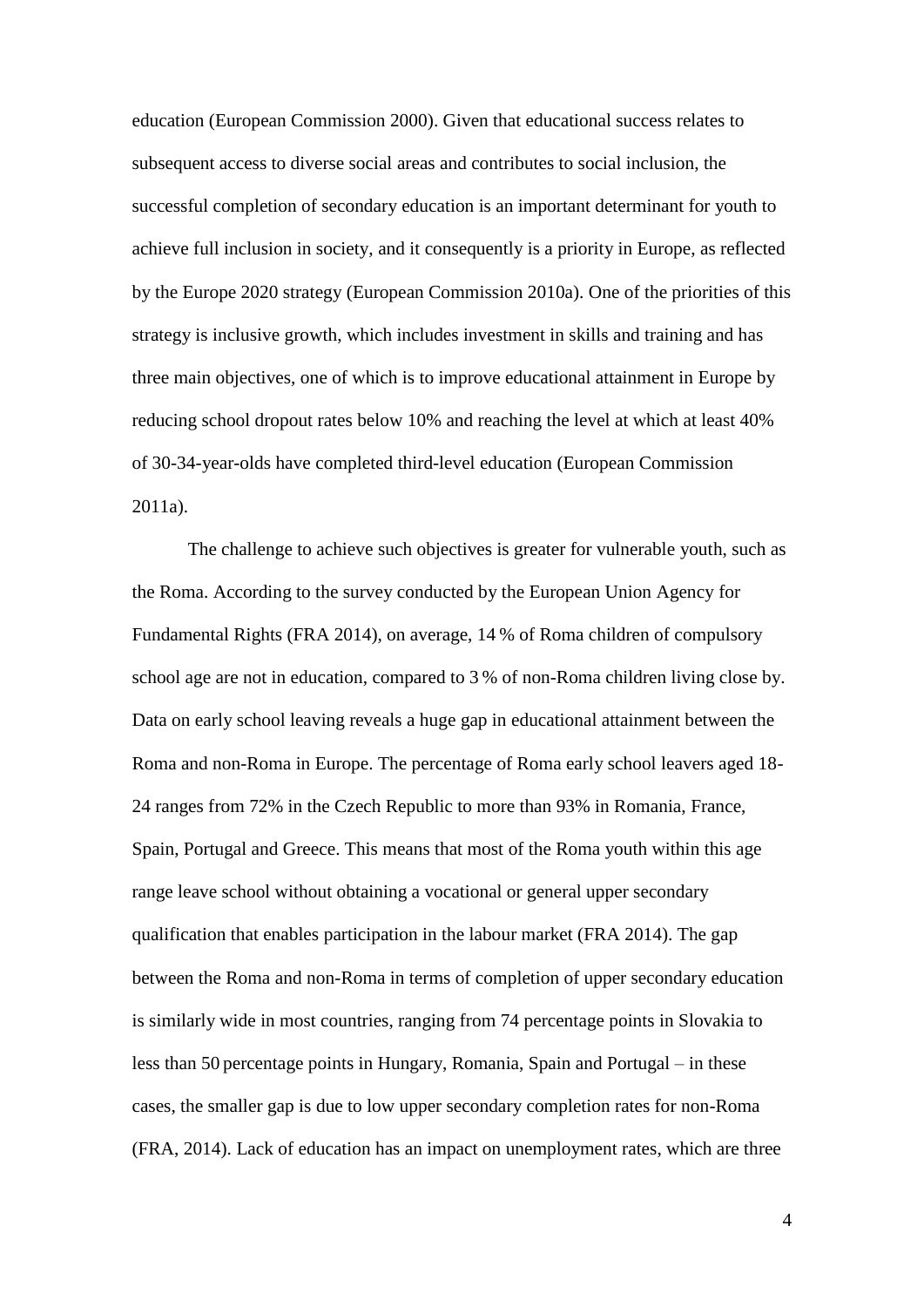education (European Commission 2000). Given that educational success relates to subsequent access to diverse social areas and contributes to social inclusion, the successful completion of secondary education is an important determinant for youth to achieve full inclusion in society, and it consequently is a priority in Europe, as reflected by the Europe 2020 strategy (European Commission 2010a). One of the priorities of this strategy is inclusive growth, which includes investment in skills and training and has three main objectives, one of which is to improve educational attainment in Europe by reducing school dropout rates below 10% and reaching the level at which at least 40% of 30-34-year-olds have completed third-level education (European Commission 2011a).

The challenge to achieve such objectives is greater for vulnerable youth, such as the Roma. According to the survey conducted by the European Union Agency for Fundamental Rights (FRA 2014), on average, 14 % of Roma children of compulsory school age are not in education, compared to 3 % of non-Roma children living close by. Data on early school leaving reveals a huge gap in educational attainment between the Roma and non-Roma in Europe. The percentage of Roma early school leavers aged 18-24 ranges from 72% in the Czech Republic to more than 93% in Romania, France, Spain, Portugal and Greece. This means that most of the Roma youth within this age range leave school without obtaining a vocational or general upper secondary qualification that enables participation in the labour market (FRA 2014). The gap between the Roma and non-Roma in terms of completion of upper secondary education is similarly wide in most countries, ranging from 74 percentage points in Slovakia to less than 50 percentage points in Hungary, Romania, Spain and Portugal – in these cases, the smaller gap is due to low upper secondary completion rates for non-Roma (FRA, 2014). Lack of education has an impact on unemployment rates, which are three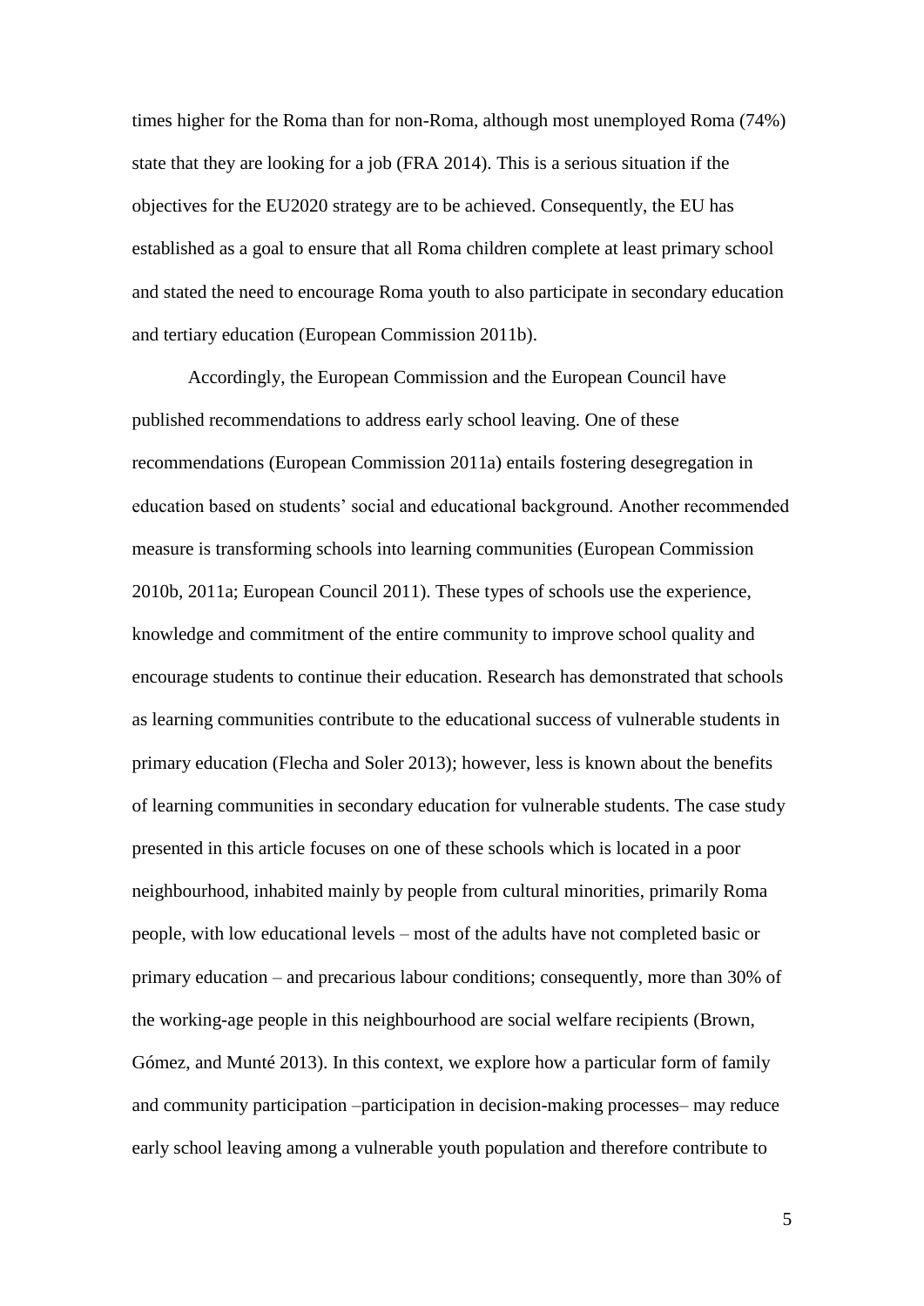times higher for the Roma than for non-Roma, although most unemployed Roma (74%) state that they are looking for a job (FRA 2014). This is a serious situation if the objectives for the EU2020 strategy are to be achieved. Consequently, the EU has established as a goal to ensure that all Roma children complete at least primary school and stated the need to encourage Roma youth to also participate in secondary education and tertiary education (European Commission 2011b).

Accordingly, the European Commission and the European Council have published recommendations to address early school leaving. One of these recommendations (European Commission 2011a) entails fostering desegregation in education based on students' social and educational background. Another recommended measure is transforming schools into learning communities (European Commission 2010b, 2011a; European Council 2011). These types of schools use the experience, knowledge and commitment of the entire community to improve school quality and encourage students to continue their education. Research has demonstrated that schools as learning communities contribute to the educational success of vulnerable students in primary education (Flecha and Soler 2013); however, less is known about the benefits of learning communities in secondary education for vulnerable students. The case study presented in this article focuses on one of these schools which is located in a poor neighbourhood, inhabited mainly by people from cultural minorities, primarily Roma people, with low educational levels – most of the adults have not completed basic or primary education – and precarious labour conditions; consequently, more than 30% of the working-age people in this neighbourhood are social welfare recipients (Brown, Gómez, and Munté 2013). In this context, we explore how a particular form of family and community participation –participation in decision-making processes– may reduce early school leaving among a vulnerable youth population and therefore contribute to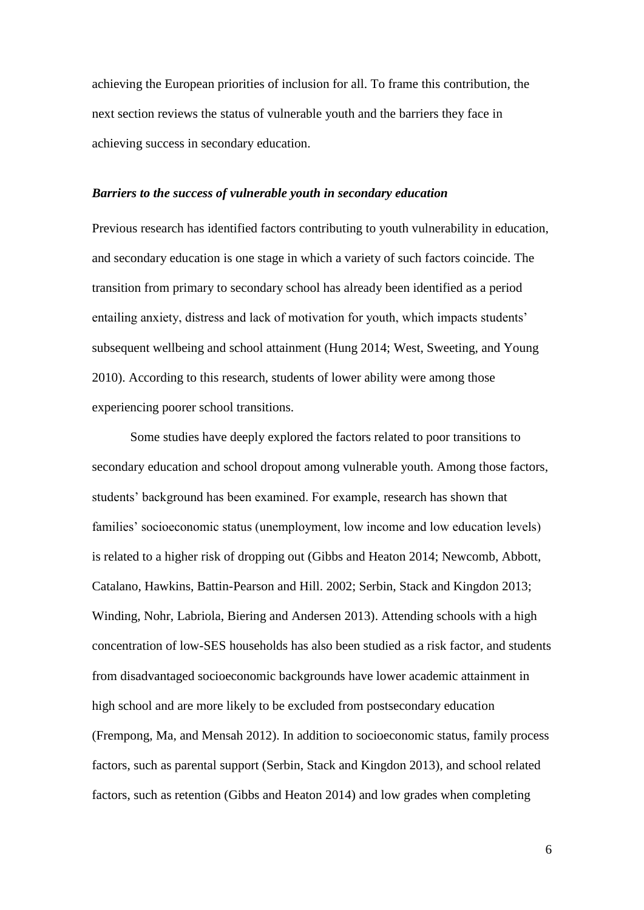achieving the European priorities of inclusion for all. To frame this contribution, the next section reviews the status of vulnerable youth and the barriers they face in achieving success in secondary education.

### *Barriers to the success of vulnerable youth in secondary education*

Previous research has identified factors contributing to youth vulnerability in education, and secondary education is one stage in which a variety of such factors coincide. The transition from primary to secondary school has already been identified as a period entailing anxiety, distress and lack of motivation for youth, which impacts students' subsequent wellbeing and school attainment (Hung 2014; West, Sweeting, and Young 2010). According to this research, students of lower ability were among those experiencing poorer school transitions.

Some studies have deeply explored the factors related to poor transitions to secondary education and school dropout among vulnerable youth. Among those factors, students' background has been examined. For example, research has shown that families' socioeconomic status (unemployment, low income and low education levels) is related to a higher risk of dropping out (Gibbs and Heaton 2014; Newcomb, Abbott, Catalano, Hawkins, Battin-Pearson and Hill. 2002; Serbin, Stack and Kingdon 2013; Winding, Nohr, Labriola, Biering and Andersen 2013). Attending schools with a high concentration of low-SES households has also been studied as a risk factor, and students from disadvantaged socioeconomic backgrounds have lower academic attainment in high school and are more likely to be excluded from postsecondary education (Frempong, Ma, and Mensah 2012). In addition to socioeconomic status, family process factors, such as parental support (Serbin, Stack and Kingdon 2013), and school related factors, such as retention (Gibbs and Heaton 2014) and low grades when completing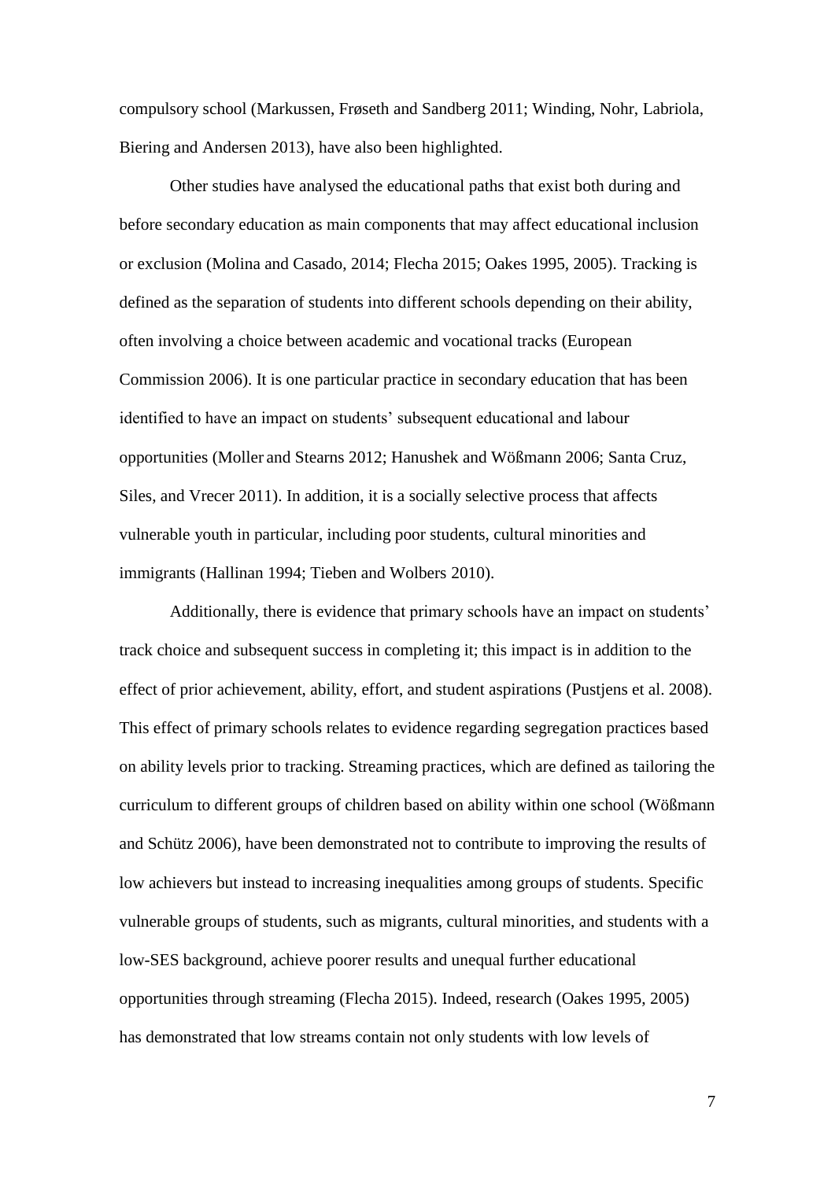compulsory school (Markussen, Frøseth and Sandberg 2011; Winding, Nohr, Labriola, Biering and Andersen 2013), have also been highlighted.

Other studies have analysed the educational paths that exist both during and before secondary education as main components that may affect educational inclusion or exclusion (Molina and Casado, 2014; Flecha 2015; Oakes 1995, 2005). Tracking is defined as the separation of students into different schools depending on their ability, often involving a choice between academic and vocational tracks (European Commission 2006). It is one particular practice in secondary education that has been identified to have an impact on students' subsequent educational and labour opportunities (Moller and Stearns 2012; Hanushek and Wößmann 2006; Santa Cruz, Siles, and Vrecer 2011). In addition, it is a socially selective process that affects vulnerable youth in particular, including poor students, cultural minorities and immigrants (Hallinan 1994; Tieben and Wolbers 2010).

Additionally, there is evidence that primary schools have an impact on students' track choice and subsequent success in completing it; this impact is in addition to the effect of prior achievement, ability, effort, and student aspirations (Pustjens et al. 2008). This effect of primary schools relates to evidence regarding segregation practices based on ability levels prior to tracking. Streaming practices, which are defined as tailoring the curriculum to different groups of children based on ability within one school (Wößmann and Schütz 2006), have been demonstrated not to contribute to improving the results of low achievers but instead to increasing inequalities among groups of students. Specific vulnerable groups of students, such as migrants, cultural minorities, and students with a low-SES background, achieve poorer results and unequal further educational opportunities through streaming (Flecha 2015). Indeed, research (Oakes 1995, 2005) has demonstrated that low streams contain not only students with low levels of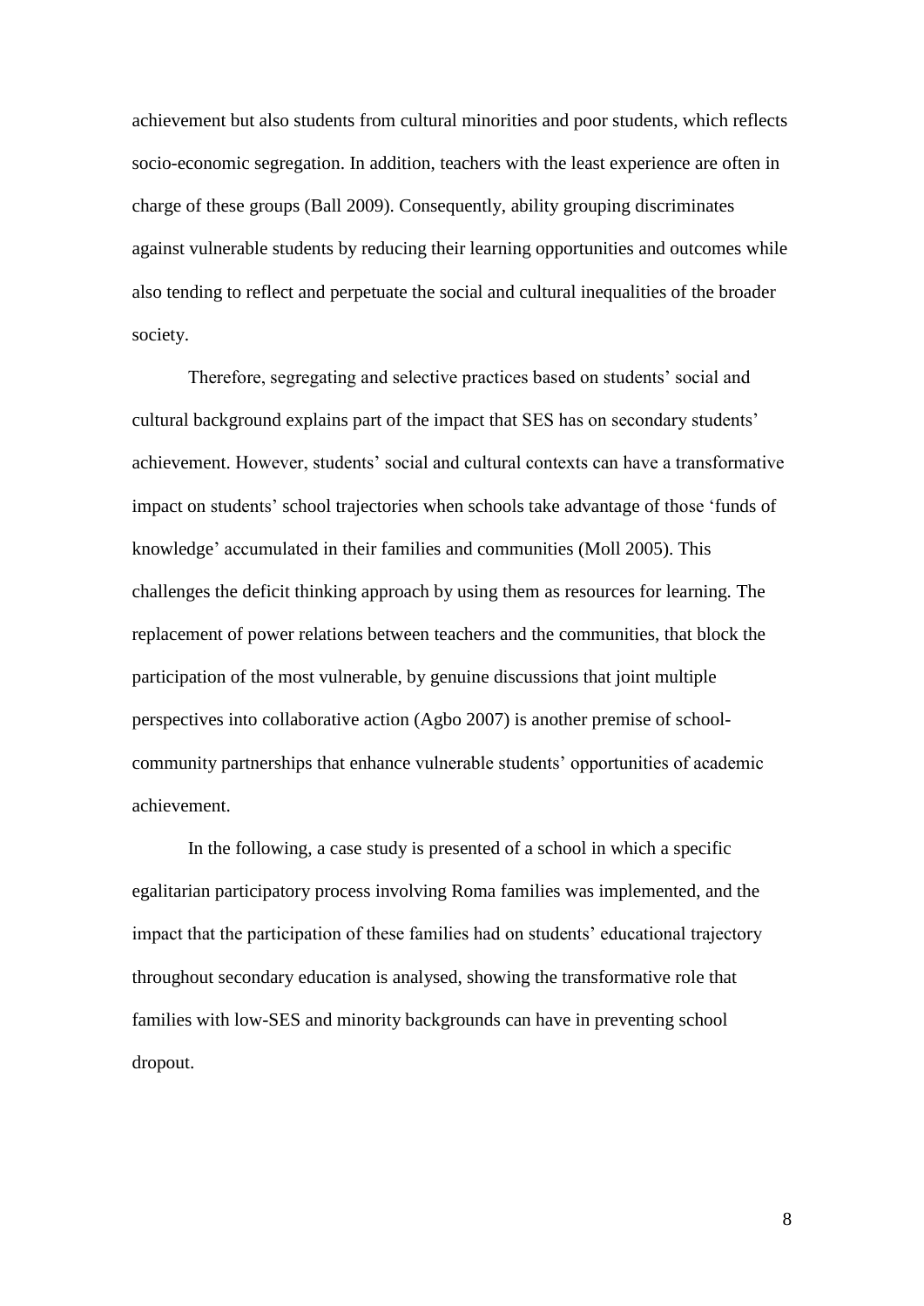achievement but also students from cultural minorities and poor students, which reflects socio-economic segregation. In addition, teachers with the least experience are often in charge of these groups (Ball 2009). Consequently, ability grouping discriminates against vulnerable students by reducing their learning opportunities and outcomes while also tending to reflect and perpetuate the social and cultural inequalities of the broader society.

Therefore, segregating and selective practices based on students' social and cultural background explains part of the impact that SES has on secondary students' achievement. However, students' social and cultural contexts can have a transformative impact on students' school trajectories when schools take advantage of those 'funds of knowledge' accumulated in their families and communities (Moll 2005). This challenges the deficit thinking approach by using them as resources for learning. The replacement of power relations between teachers and the communities, that block the participation of the most vulnerable, by genuine discussions that joint multiple perspectives into collaborative action (Agbo 2007) is another premise of school-community partnerships that enhance vulnerable students' opportunities of academic achievement.

In the following, a case study is presented of a school in which a specific egalitarian participatory process involving Roma families was implemented, and the impact that the participation of these families had on students' educational trajectory throughout secondary education is analysed, showing the transformative role that families with low-SES and minority backgrounds can have in preventing school dropout.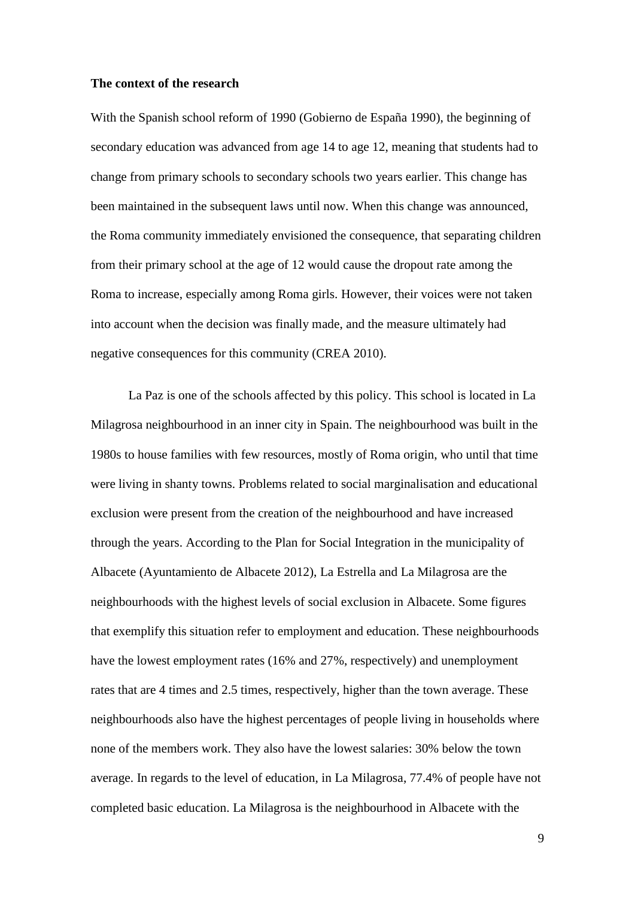**The context of the research**

With the Spanish school reform of 1990 (Gobierno de España 1990), the beginning of secondary education was advanced from age 14 to age 12, meaning that students had to change from primary schools to secondary schools two years earlier. This change has been maintained in the subsequent laws until now. When this change was announced, the Roma community immediately envisioned the consequence, that separating children from their primary school at the age of 12 would cause the dropout rate among the Roma to increase, especially among Roma girls. However, their voices were not taken into account when the decision was finally made, and the measure ultimately had negative consequences for this community (CREA 2010).

La Paz is one of the schools affected by this policy. This school is located in La Milagrosa neighbourhood in an inner city in Spain. The neighbourhood was built in the 1980s to house families with few resources, mostly of Roma origin, who until that time were living in shanty towns. Problems related to social marginalisation and educational exclusion were present from the creation of the neighbourhood and have increased through the years. According to the Plan for Social Integration in the municipality of Albacete (Ayuntamiento de Albacete 2012), La Estrella and La Milagrosa are the neighbourhoods with the highest levels of social exclusion in Albacete. Some figures that exemplify this situation refer to employment and education. These neighbourhoods have the lowest employment rates (16% and 27%, respectively) and unemployment rates that are 4 times and 2.5 times, respectively, higher than the town average. These neighbourhoods also have the highest percentages of people living in households where none of the members work. They also have the lowest salaries: 30% below the town average. In regards to the level of education, in La Milagrosa, 77.4% of people have not completed basic education. La Milagrosa is the neighbourhood in Albacete with the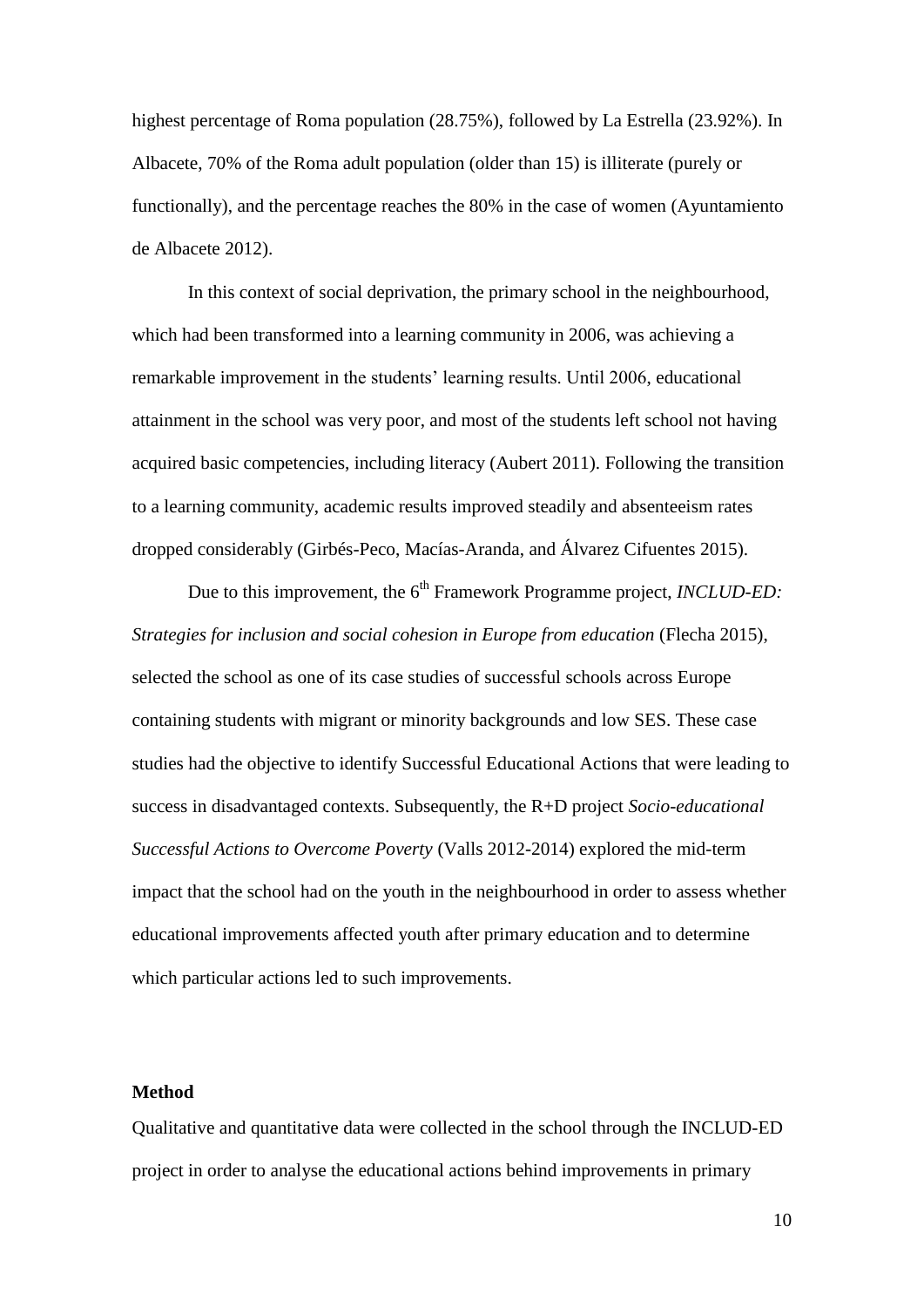highest percentage of Roma population (28.75%), followed by La Estrella (23.92%). In Albacete, 70% of the Roma adult population (older than 15) is illiterate (purely or functionally), and the percentage reaches the 80% in the case of women (Ayuntamiento de Albacete 2012).

In this context of social deprivation, the primary school in the neighbourhood, which had been transformed into a learning community in 2006, was achieving a remarkable improvement in the students' learning results. Until 2006, educational attainment in the school was very poor, and most of the students left school not having acquired basic competencies, including literacy (Aubert 2011). Following the transition to a learning community, academic results improved steadily and absenteeism rates dropped considerably (Girbés-Peco, Macías-Aranda, and Álvarez Cifuentes 2015).

Due to this improvement, the 6th Framework Programme project, *INCLUD-ED: Strategies for inclusion and social cohesion in Europe from education* (Flecha 2015), selected the school as one of its case studies of successful schools across Europe containing students with migrant or minority backgrounds and low SES. These case studies had the objective to identify Successful Educational Actions that were leading to success in disadvantaged contexts. Subsequently, the R+D project *Socio-educational Successful Actions to Overcome Poverty* (Valls 2012-2014) explored the mid-term impact that the school had on the youth in the neighbourhood in order to assess whether educational improvements affected youth after primary education and to determine which particular actions led to such improvements.

## Method

Qualitative and quantitative data were collected in the school through the INCLUD-ED project in order to analyse the educational actions behind improvements in primary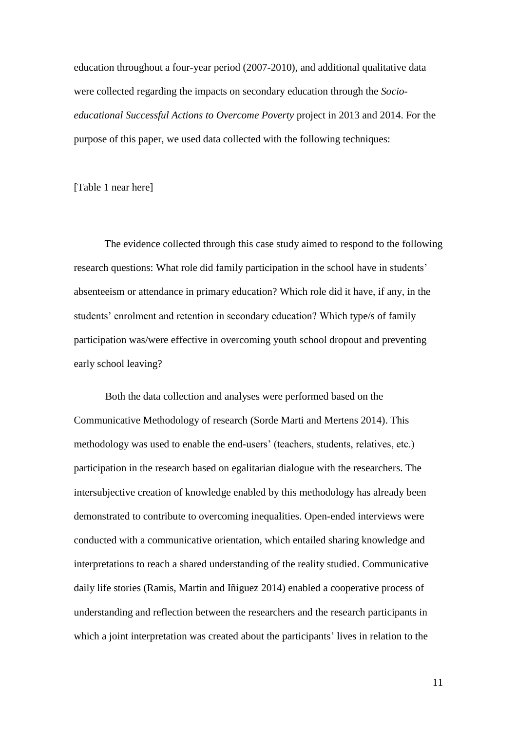education throughout a four-year period (2007-2010), and additional qualitative data were collected regarding the impacts on secondary education through the *Socio-educational Successful Actions to Overcome Poverty* project in 2013 and 2014. For the purpose of this paper, we used data collected with the following techniques:

[Table 1 near here]

The evidence collected through this case study aimed to respond to the following research questions: What role did family participation in the school have in students' absenteeism or attendance in primary education? Which role did it have, if any, in the students' enrolment and retention in secondary education? Which type/s of family participation was/were effective in overcoming youth school dropout and preventing early school leaving?

Both the data collection and analyses were performed based on the Communicative Methodology of research (Sorde Marti and Mertens 2014). This methodology was used to enable the end-users' (teachers, students, relatives, etc.) participation in the research based on egalitarian dialogue with the researchers. The intersubjective creation of knowledge enabled by this methodology has already been demonstrated to contribute to overcoming inequalities. Open-ended interviews were conducted with a communicative orientation, which entailed sharing knowledge and interpretations to reach a shared understanding of the reality studied. Communicative daily life stories (Ramis, Martin and Iñiguez 2014) enabled a cooperative process of understanding and reflection between the researchers and the research participants in which a joint interpretation was created about the participants' lives in relation to the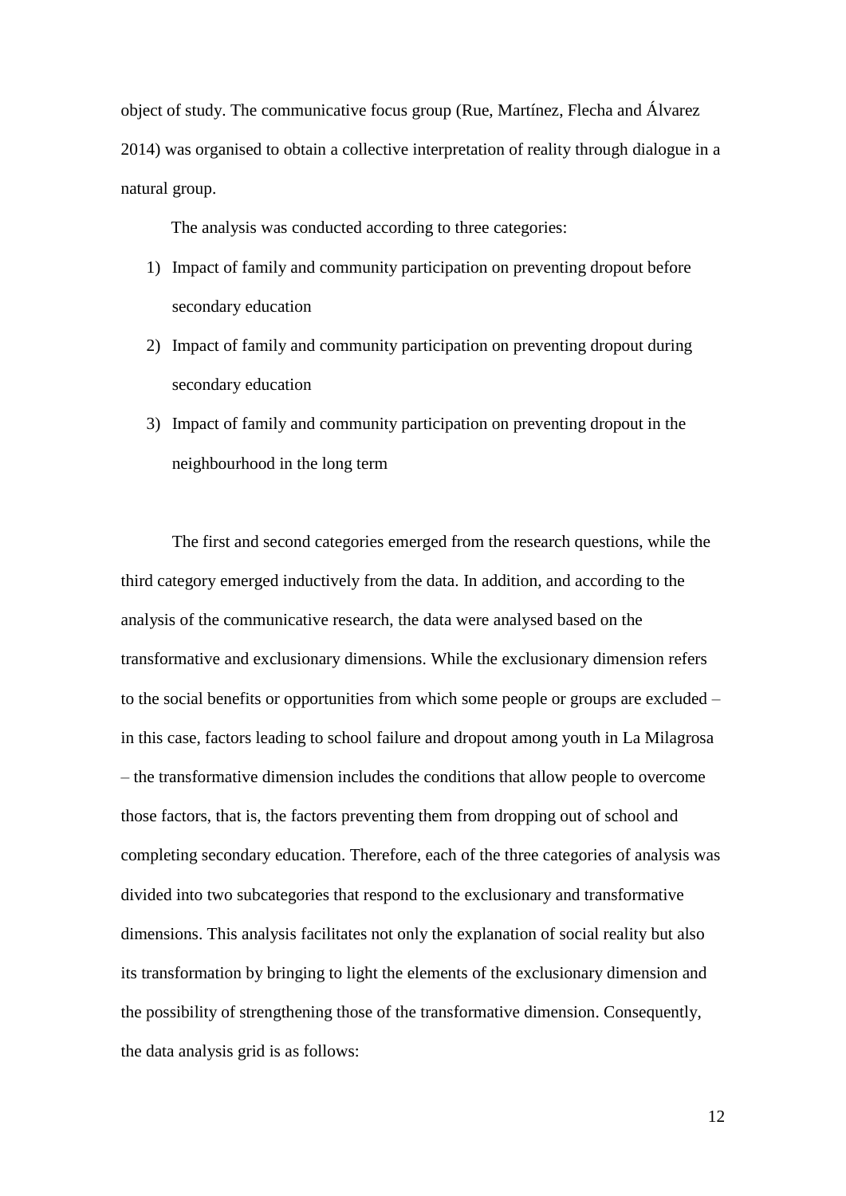object of study. The communicative focus group (Rue, Martínez, Flecha and Álvarez 2014) was organised to obtain a collective interpretation of reality through dialogue in a natural group.

The analysis was conducted according to three categories:

1) Impact of family and community participation on preventing dropout before secondary education
2) Impact of family and community participation on preventing dropout during secondary education
3) Impact of family and community participation on preventing dropout in the neighbourhood in the long term

The first and second categories emerged from the research questions, while the third category emerged inductively from the data. In addition, and according to the analysis of the communicative research, the data were analysed based on the transformative and exclusionary dimensions. While the exclusionary dimension refers to the social benefits or opportunities from which some people or groups are excluded – in this case, factors leading to school failure and dropout among youth in La Milagrosa – the transformative dimension includes the conditions that allow people to overcome those factors, that is, the factors preventing them from dropping out of school and completing secondary education. Therefore, each of the three categories of analysis was divided into two subcategories that respond to the exclusionary and transformative dimensions. This analysis facilitates not only the explanation of social reality but also its transformation by bringing to light the elements of the exclusionary dimension and the possibility of strengthening those of the transformative dimension. Consequently, the data analysis grid is as follows: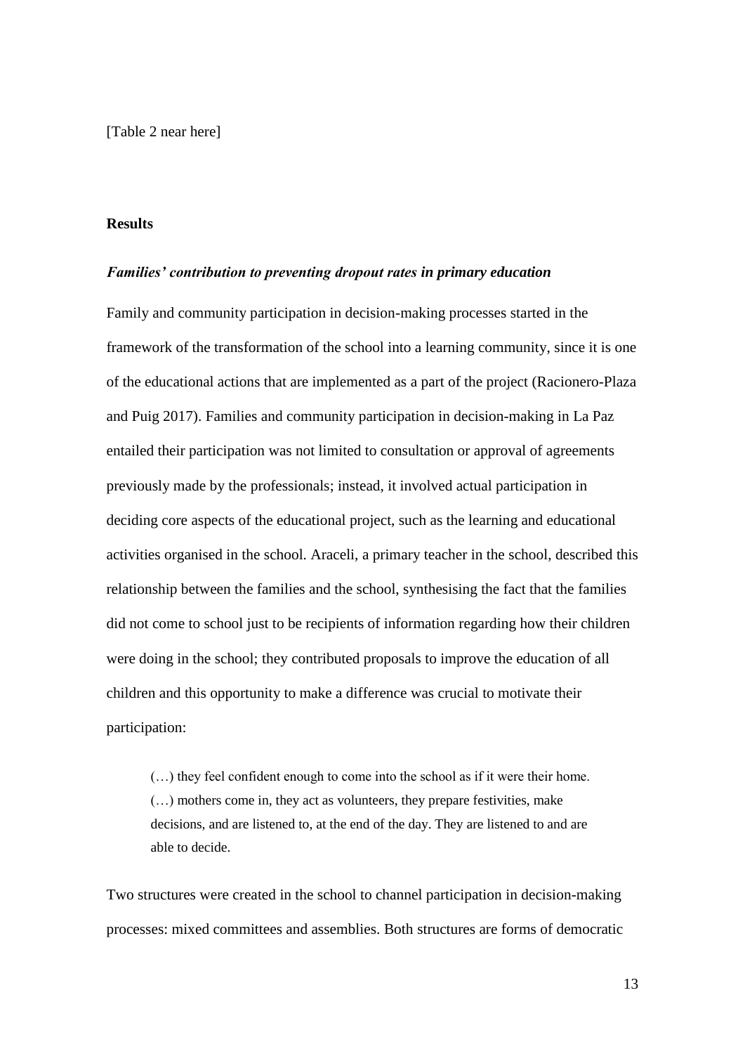[Table 2 near here]

## Results

### ***Families' contribution to preventing dropout rates in primary education***

Family and community participation in decision-making processes started in the framework of the transformation of the school into a learning community, since it is one of the educational actions that are implemented as a part of the project (Racionero-Plaza and Puig 2017). Families and community participation in decision-making in La Paz entailed their participation was not limited to consultation or approval of agreements previously made by the professionals; instead, it involved actual participation in deciding core aspects of the educational project, such as the learning and educational activities organised in the school. Araceli, a primary teacher in the school, described this relationship between the families and the school, synthesising the fact that the families did not come to school just to be recipients of information regarding how their children were doing in the school; they contributed proposals to improve the education of all children and this opportunity to make a difference was crucial to motivate their participation:

> (…) they feel confident enough to come into the school as if it were their home. (…) mothers come in, they act as volunteers, they prepare festivities, make decisions, and are listened to, at the end of the day. They are listened to and are able to decide.

Two structures were created in the school to channel participation in decision-making processes: mixed committees and assemblies. Both structures are forms of democratic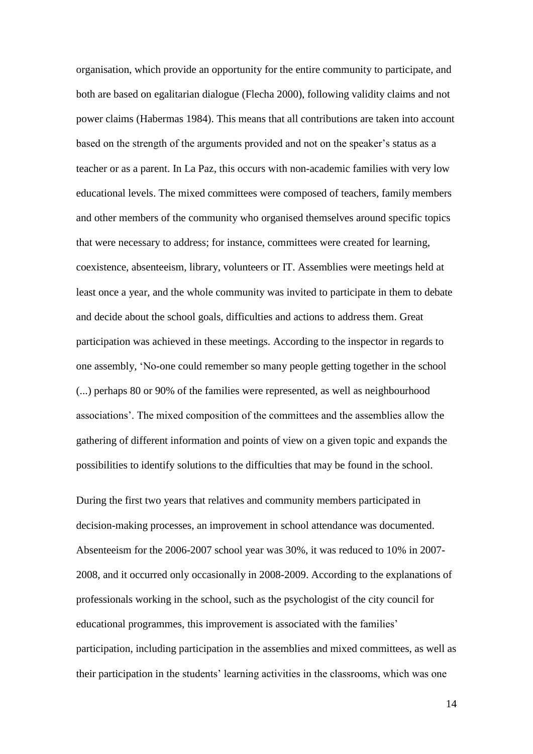organisation, which provide an opportunity for the entire community to participate, and both are based on egalitarian dialogue (Flecha 2000), following validity claims and not power claims (Habermas 1984). This means that all contributions are taken into account based on the strength of the arguments provided and not on the speaker's status as a teacher or as a parent. In La Paz, this occurs with non-academic families with very low educational levels. The mixed committees were composed of teachers, family members and other members of the community who organised themselves around specific topics that were necessary to address; for instance, committees were created for learning, coexistence, absenteeism, library, volunteers or IT. Assemblies were meetings held at least once a year, and the whole community was invited to participate in them to debate and decide about the school goals, difficulties and actions to address them. Great participation was achieved in these meetings. According to the inspector in regards to one assembly, 'No-one could remember so many people getting together in the school (...) perhaps 80 or 90% of the families were represented, as well as neighbourhood associations'. The mixed composition of the committees and the assemblies allow the gathering of different information and points of view on a given topic and expands the possibilities to identify solutions to the difficulties that may be found in the school.

During the first two years that relatives and community members participated in decision-making processes, an improvement in school attendance was documented. Absenteeism for the 2006-2007 school year was 30%, it was reduced to 10% in 2007-2008, and it occurred only occasionally in 2008-2009. According to the explanations of professionals working in the school, such as the psychologist of the city council for educational programmes, this improvement is associated with the families' participation, including participation in the assemblies and mixed committees, as well as their participation in the students' learning activities in the classrooms, which was one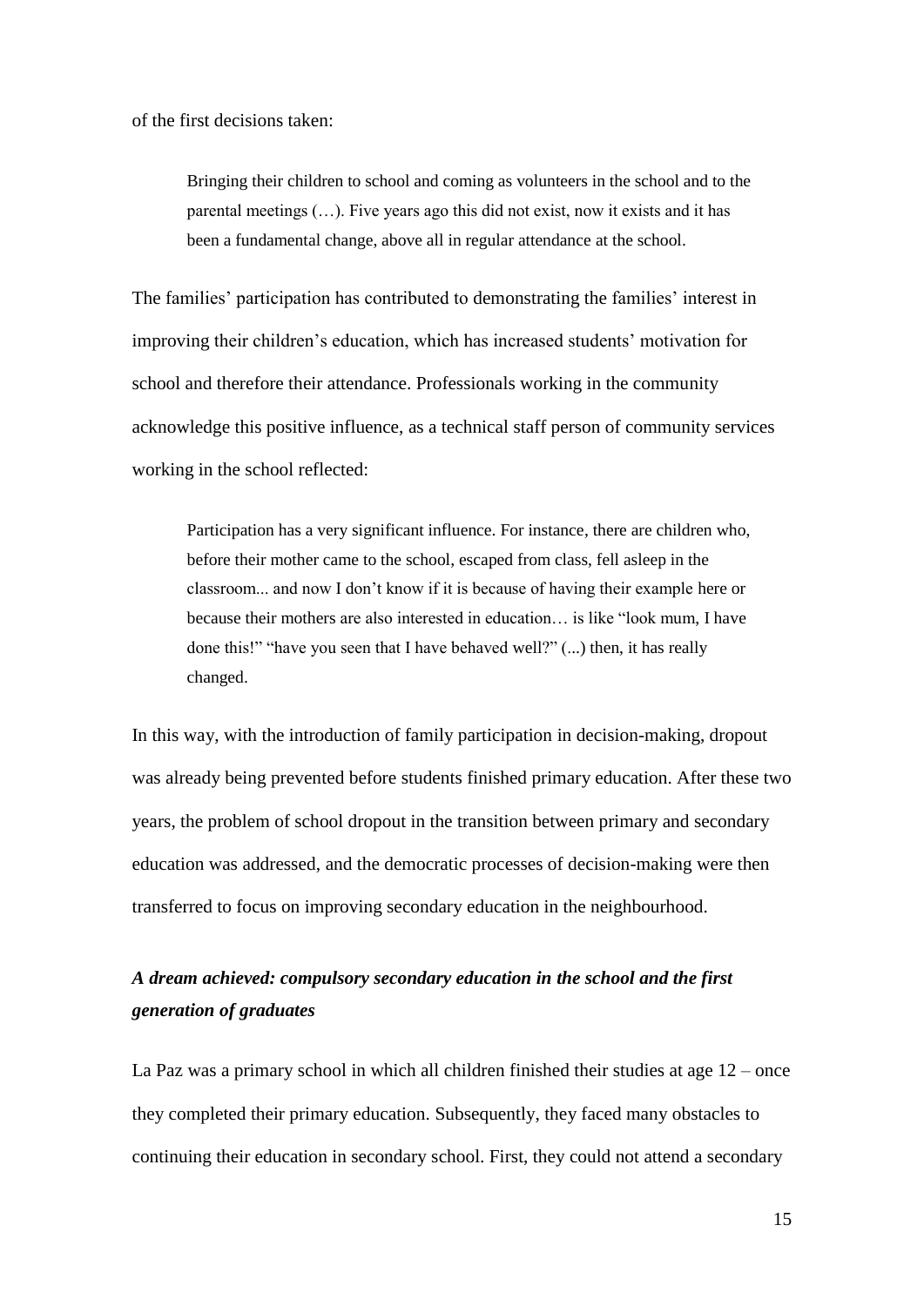of the first decisions taken:

> Bringing their children to school and coming as volunteers in the school and to the parental meetings (…). Five years ago this did not exist, now it exists and it has been a fundamental change, above all in regular attendance at the school.

The families' participation has contributed to demonstrating the families' interest in improving their children's education, which has increased students' motivation for school and therefore their attendance. Professionals working in the community acknowledge this positive influence, as a technical staff person of community services working in the school reflected:

> Participation has a very significant influence. For instance, there are children who, before their mother came to the school, escaped from class, fell asleep in the classroom... and now I don't know if it is because of having their example here or because their mothers are also interested in education… is like "look mum, I have done this!" "have you seen that I have behaved well?" (...) then, it has really changed.

In this way, with the introduction of family participation in decision-making, dropout was already being prevented before students finished primary education. After these two years, the problem of school dropout in the transition between primary and secondary education was addressed, and the democratic processes of decision-making were then transferred to focus on improving secondary education in the neighbourhood.

### *A dream achieved: compulsory secondary education in the school and the first generation of graduates*

La Paz was a primary school in which all children finished their studies at age 12 – once they completed their primary education. Subsequently, they faced many obstacles to continuing their education in secondary school. First, they could not attend a secondary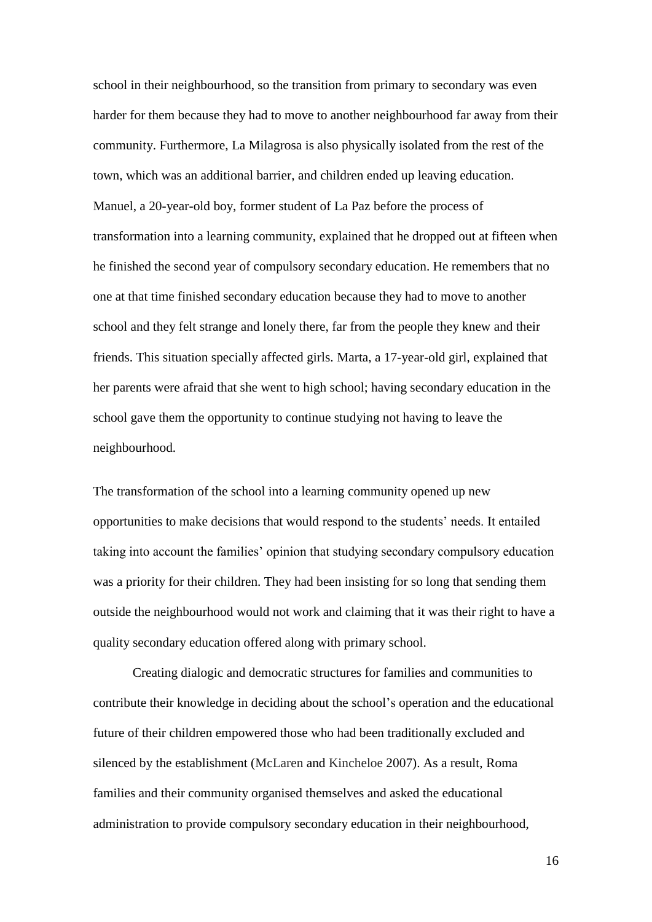school in their neighbourhood, so the transition from primary to secondary was even harder for them because they had to move to another neighbourhood far away from their community. Furthermore, La Milagrosa is also physically isolated from the rest of the town, which was an additional barrier, and children ended up leaving education. Manuel, a 20-year-old boy, former student of La Paz before the process of transformation into a learning community, explained that he dropped out at fifteen when he finished the second year of compulsory secondary education. He remembers that no one at that time finished secondary education because they had to move to another school and they felt strange and lonely there, far from the people they knew and their friends. This situation specially affected girls. Marta, a 17-year-old girl, explained that her parents were afraid that she went to high school; having secondary education in the school gave them the opportunity to continue studying not having to leave the neighbourhood.

The transformation of the school into a learning community opened up new opportunities to make decisions that would respond to the students' needs. It entailed taking into account the families' opinion that studying secondary compulsory education was a priority for their children. They had been insisting for so long that sending them outside the neighbourhood would not work and claiming that it was their right to have a quality secondary education offered along with primary school.

Creating dialogic and democratic structures for families and communities to contribute their knowledge in deciding about the school's operation and the educational future of their children empowered those who had been traditionally excluded and silenced by the establishment (McLaren and Kincheloe 2007). As a result, Roma families and their community organised themselves and asked the educational administration to provide compulsory secondary education in their neighbourhood,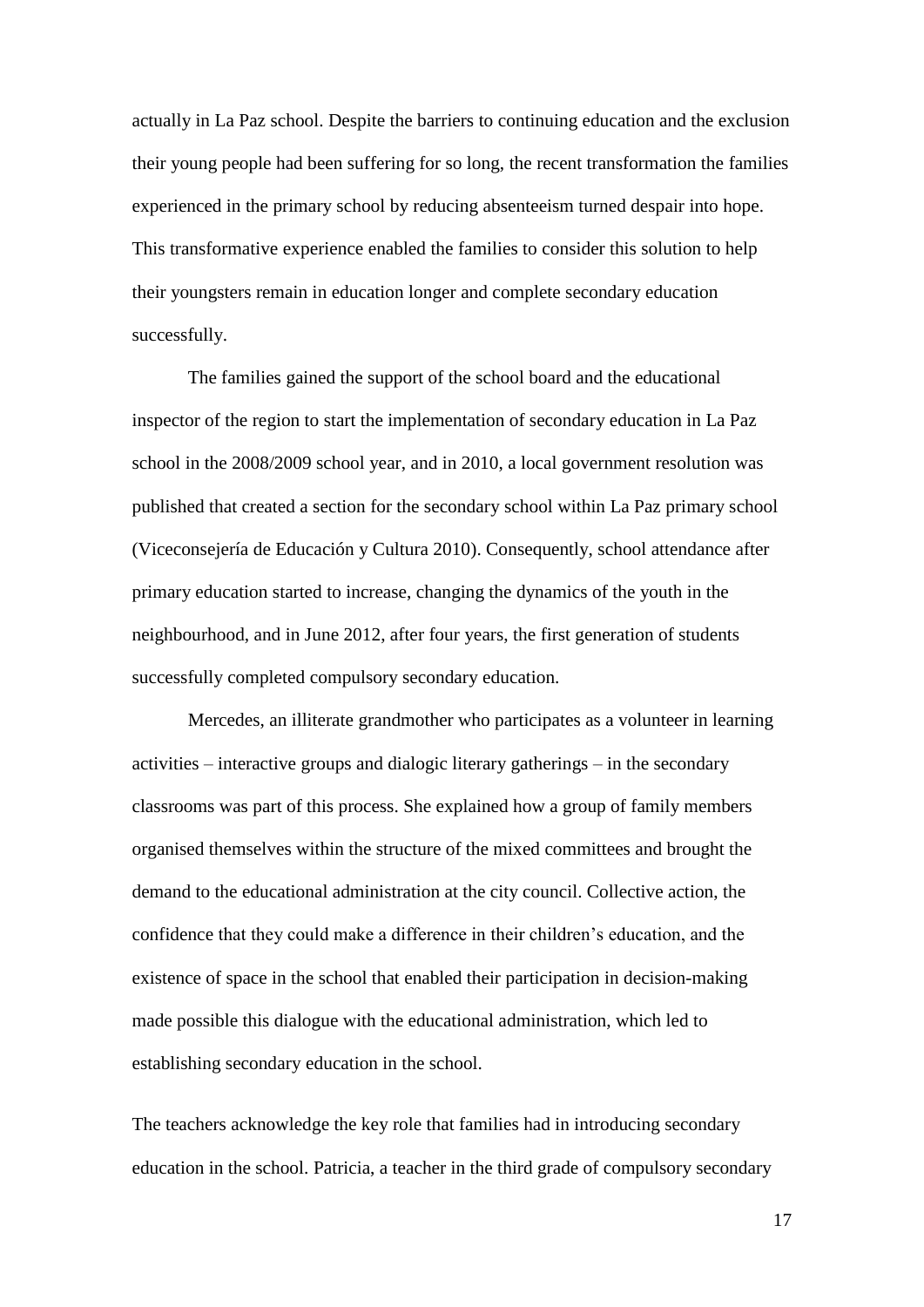actually in La Paz school. Despite the barriers to continuing education and the exclusion their young people had been suffering for so long, the recent transformation the families experienced in the primary school by reducing absenteeism turned despair into hope. This transformative experience enabled the families to consider this solution to help their youngsters remain in education longer and complete secondary education successfully.

The families gained the support of the school board and the educational inspector of the region to start the implementation of secondary education in La Paz school in the 2008/2009 school year, and in 2010, a local government resolution was published that created a section for the secondary school within La Paz primary school (Viceconsejería de Educación y Cultura 2010). Consequently, school attendance after primary education started to increase, changing the dynamics of the youth in the neighbourhood, and in June 2012, after four years, the first generation of students successfully completed compulsory secondary education.

Mercedes, an illiterate grandmother who participates as a volunteer in learning activities – interactive groups and dialogic literary gatherings – in the secondary classrooms was part of this process. She explained how a group of family members organised themselves within the structure of the mixed committees and brought the demand to the educational administration at the city council. Collective action, the confidence that they could make a difference in their children's education, and the existence of space in the school that enabled their participation in decision-making made possible this dialogue with the educational administration, which led to establishing secondary education in the school.

The teachers acknowledge the key role that families had in introducing secondary education in the school. Patricia, a teacher in the third grade of compulsory secondary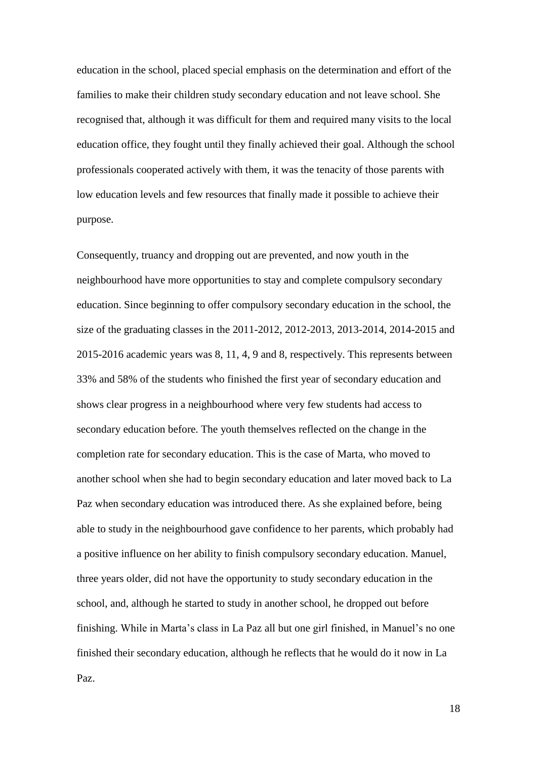education in the school, placed special emphasis on the determination and effort of the families to make their children study secondary education and not leave school. She recognised that, although it was difficult for them and required many visits to the local education office, they fought until they finally achieved their goal. Although the school professionals cooperated actively with them, it was the tenacity of those parents with low education levels and few resources that finally made it possible to achieve their purpose.

Consequently, truancy and dropping out are prevented, and now youth in the neighbourhood have more opportunities to stay and complete compulsory secondary education. Since beginning to offer compulsory secondary education in the school, the size of the graduating classes in the 2011-2012, 2012-2013, 2013-2014, 2014-2015 and 2015-2016 academic years was 8, 11, 4, 9 and 8, respectively. This represents between 33% and 58% of the students who finished the first year of secondary education and shows clear progress in a neighbourhood where very few students had access to secondary education before. The youth themselves reflected on the change in the completion rate for secondary education. This is the case of Marta, who moved to another school when she had to begin secondary education and later moved back to La Paz when secondary education was introduced there. As she explained before, being able to study in the neighbourhood gave confidence to her parents, which probably had a positive influence on her ability to finish compulsory secondary education. Manuel, three years older, did not have the opportunity to study secondary education in the school, and, although he started to study in another school, he dropped out before finishing. While in Marta's class in La Paz all but one girl finished, in Manuel's no one finished their secondary education, although he reflects that he would do it now in La Paz.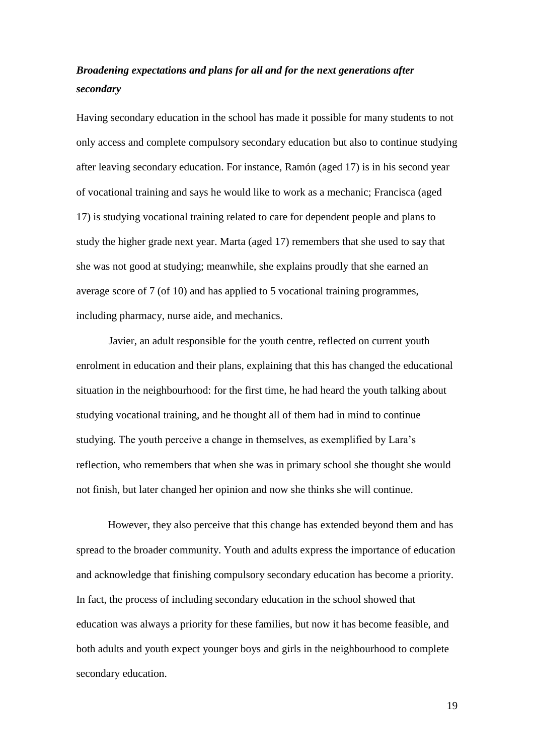***Broadening expectations and plans for all and for the next generations after secondary***

Having secondary education in the school has made it possible for many students to not only access and complete compulsory secondary education but also to continue studying after leaving secondary education. For instance, Ramón (aged 17) is in his second year of vocational training and says he would like to work as a mechanic; Francisca (aged 17) is studying vocational training related to care for dependent people and plans to study the higher grade next year. Marta (aged 17) remembers that she used to say that she was not good at studying; meanwhile, she explains proudly that she earned an average score of 7 (of 10) and has applied to 5 vocational training programmes, including pharmacy, nurse aide, and mechanics.

Javier, an adult responsible for the youth centre, reflected on current youth enrolment in education and their plans, explaining that this has changed the educational situation in the neighbourhood: for the first time, he had heard the youth talking about studying vocational training, and he thought all of them had in mind to continue studying. The youth perceive a change in themselves, as exemplified by Lara's reflection, who remembers that when she was in primary school she thought she would not finish, but later changed her opinion and now she thinks she will continue.

However, they also perceive that this change has extended beyond them and has spread to the broader community. Youth and adults express the importance of education and acknowledge that finishing compulsory secondary education has become a priority. In fact, the process of including secondary education in the school showed that education was always a priority for these families, but now it has become feasible, and both adults and youth expect younger boys and girls in the neighbourhood to complete secondary education.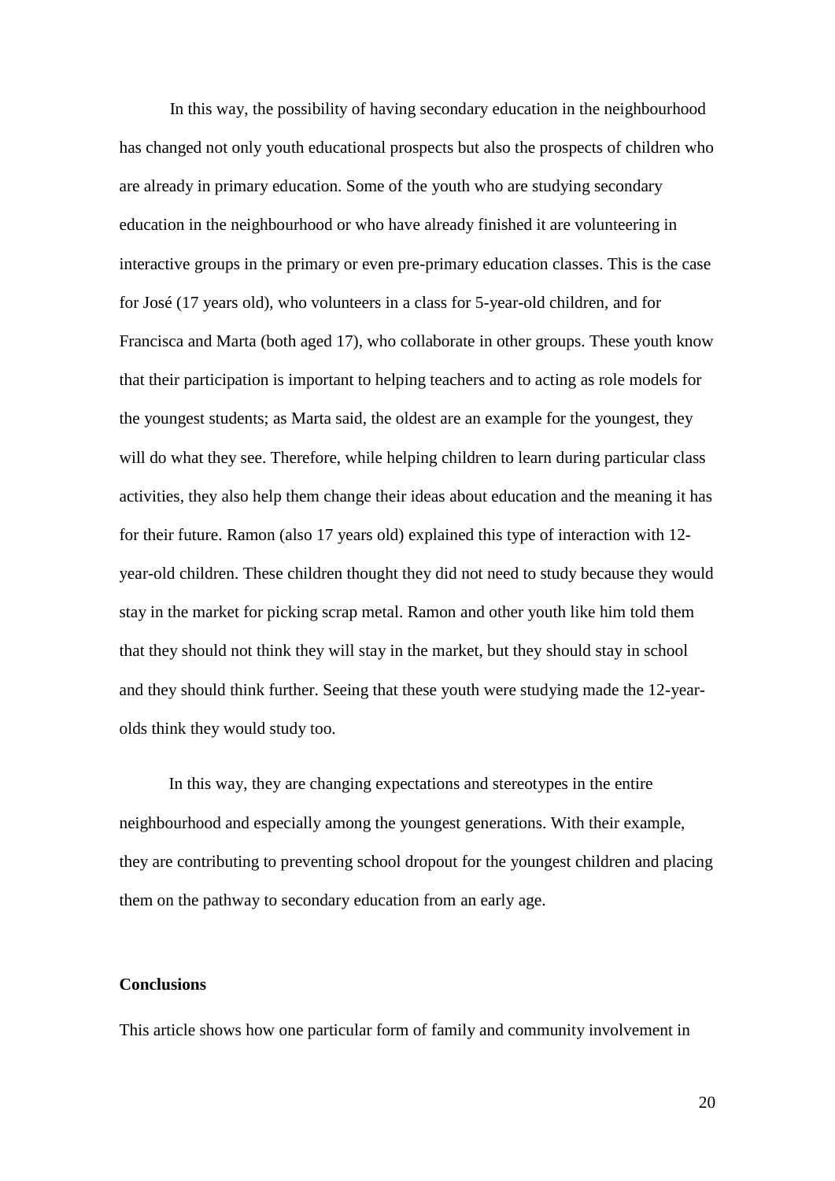In this way, the possibility of having secondary education in the neighbourhood has changed not only youth educational prospects but also the prospects of children who are already in primary education. Some of the youth who are studying secondary education in the neighbourhood or who have already finished it are volunteering in interactive groups in the primary or even pre-primary education classes. This is the case for José (17 years old), who volunteers in a class for 5-year-old children, and for Francisca and Marta (both aged 17), who collaborate in other groups. These youth know that their participation is important to helping teachers and to acting as role models for the youngest students; as Marta said, the oldest are an example for the youngest, they will do what they see. Therefore, while helping children to learn during particular class activities, they also help them change their ideas about education and the meaning it has for their future. Ramon (also 17 years old) explained this type of interaction with 12-year-old children. These children thought they did not need to study because they would stay in the market for picking scrap metal. Ramon and other youth like him told them that they should not think they will stay in the market, but they should stay in school and they should think further. Seeing that these youth were studying made the 12-year-olds think they would study too.

In this way, they are changing expectations and stereotypes in the entire neighbourhood and especially among the youngest generations. With their example, they are contributing to preventing school dropout for the youngest children and placing them on the pathway to secondary education from an early age.

## Conclusions

This article shows how one particular form of family and community involvement in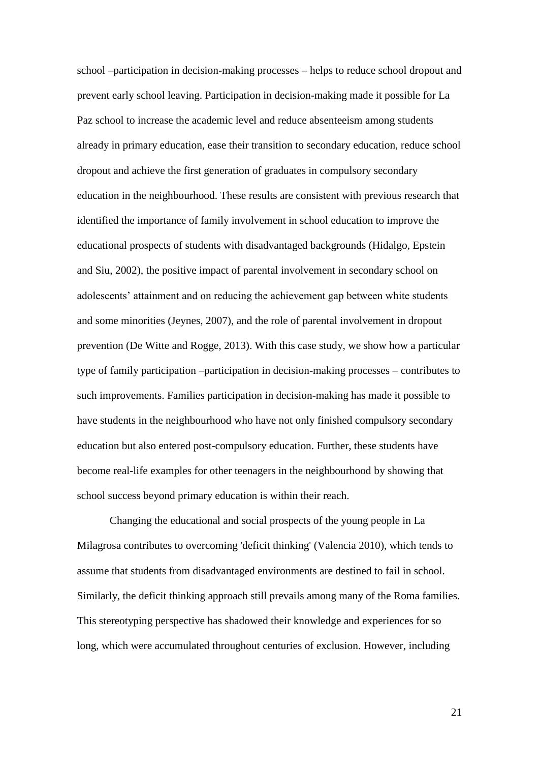school –participation in decision-making processes – helps to reduce school dropout and prevent early school leaving. Participation in decision-making made it possible for La Paz school to increase the academic level and reduce absenteeism among students already in primary education, ease their transition to secondary education, reduce school dropout and achieve the first generation of graduates in compulsory secondary education in the neighbourhood. These results are consistent with previous research that identified the importance of family involvement in school education to improve the educational prospects of students with disadvantaged backgrounds (Hidalgo, Epstein and Siu, 2002), the positive impact of parental involvement in secondary school on adolescents' attainment and on reducing the achievement gap between white students and some minorities (Jeynes, 2007), and the role of parental involvement in dropout prevention (De Witte and Rogge, 2013). With this case study, we show how a particular type of family participation –participation in decision-making processes – contributes to such improvements. Families participation in decision-making has made it possible to have students in the neighbourhood who have not only finished compulsory secondary education but also entered post-compulsory education. Further, these students have become real-life examples for other teenagers in the neighbourhood by showing that school success beyond primary education is within their reach.

Changing the educational and social prospects of the young people in La Milagrosa contributes to overcoming 'deficit thinking' (Valencia 2010), which tends to assume that students from disadvantaged environments are destined to fail in school. Similarly, the deficit thinking approach still prevails among many of the Roma families. This stereotyping perspective has shadowed their knowledge and experiences for so long, which were accumulated throughout centuries of exclusion. However, including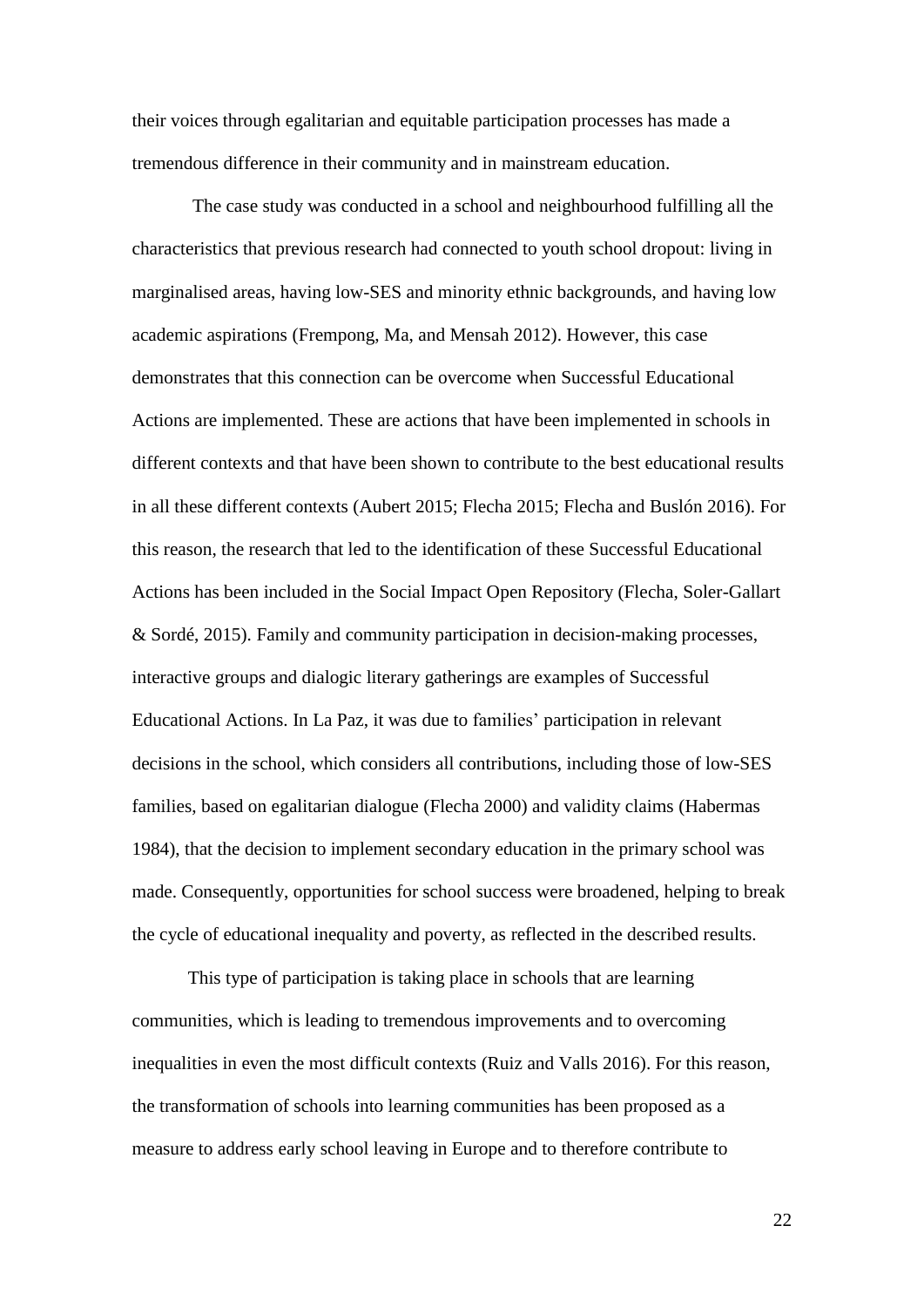their voices through egalitarian and equitable participation processes has made a tremendous difference in their community and in mainstream education.

The case study was conducted in a school and neighbourhood fulfilling all the characteristics that previous research had connected to youth school dropout: living in marginalised areas, having low-SES and minority ethnic backgrounds, and having low academic aspirations (Frempong, Ma, and Mensah 2012). However, this case demonstrates that this connection can be overcome when Successful Educational Actions are implemented. These are actions that have been implemented in schools in different contexts and that have been shown to contribute to the best educational results in all these different contexts (Aubert 2015; Flecha 2015; Flecha and Buslón 2016). For this reason, the research that led to the identification of these Successful Educational Actions has been included in the Social Impact Open Repository (Flecha, Soler-Gallart & Sordé, 2015). Family and community participation in decision-making processes, interactive groups and dialogic literary gatherings are examples of Successful Educational Actions. In La Paz, it was due to families' participation in relevant decisions in the school, which considers all contributions, including those of low-SES families, based on egalitarian dialogue (Flecha 2000) and validity claims (Habermas 1984), that the decision to implement secondary education in the primary school was made. Consequently, opportunities for school success were broadened, helping to break the cycle of educational inequality and poverty, as reflected in the described results.

This type of participation is taking place in schools that are learning communities, which is leading to tremendous improvements and to overcoming inequalities in even the most difficult contexts (Ruiz and Valls 2016). For this reason, the transformation of schools into learning communities has been proposed as a measure to address early school leaving in Europe and to therefore contribute to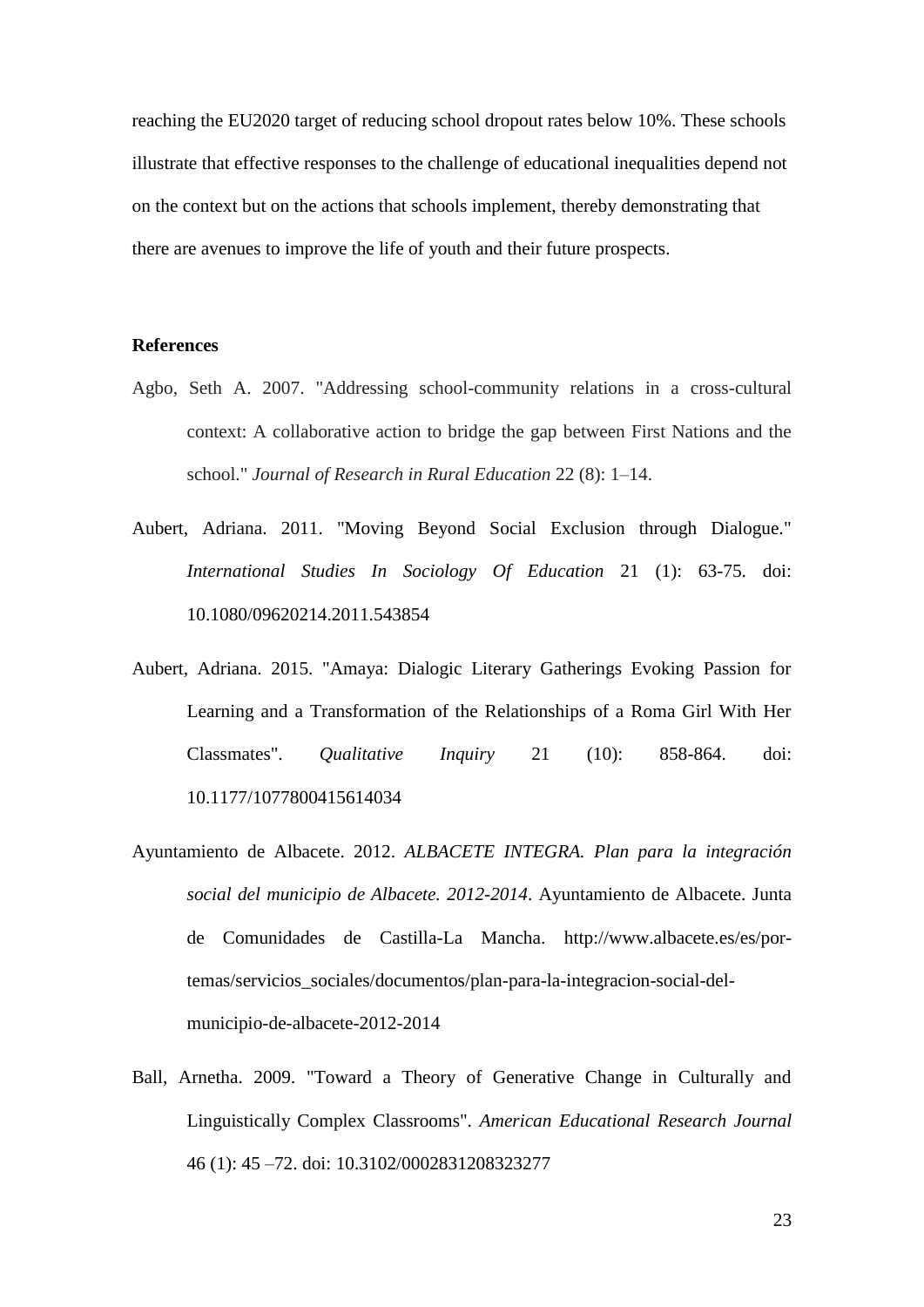reaching the EU2020 target of reducing school dropout rates below 10%. These schools illustrate that effective responses to the challenge of educational inequalities depend not on the context but on the actions that schools implement, thereby demonstrating that there are avenues to improve the life of youth and their future prospects.

## References

Agbo, Seth A. 2007. "Addressing school-community relations in a cross-cultural context: A collaborative action to bridge the gap between First Nations and the school." *Journal of Research in Rural Education* 22 (8): 1–14.

Aubert, Adriana. 2011. "Moving Beyond Social Exclusion through Dialogue." *International Studies In Sociology Of Education* 21 (1): 63-75. doi: 10.1080/09620214.2011.543854

Aubert, Adriana. 2015. "Amaya: Dialogic Literary Gatherings Evoking Passion for Learning and a Transformation of the Relationships of a Roma Girl With Her Classmates". *Qualitative Inquiry* 21 (10): 858-864. doi: 10.1177/1077800415614034

Ayuntamiento de Albacete. 2012. *ALBACETE INTEGRA. Plan para la integración social del municipio de Albacete. 2012-2014*. Ayuntamiento de Albacete. Junta de Comunidades de Castilla-La Mancha. http://www.albacete.es/es/por-temas/servicios_sociales/documentos/plan-para-la-integracion-social-del-municipio-de-albacete-2012-2014

Ball, Arnetha. 2009. "Toward a Theory of Generative Change in Culturally and Linguistically Complex Classrooms". *American Educational Research Journal* 46 (1): 45 –72. doi: 10.3102/0002831208323277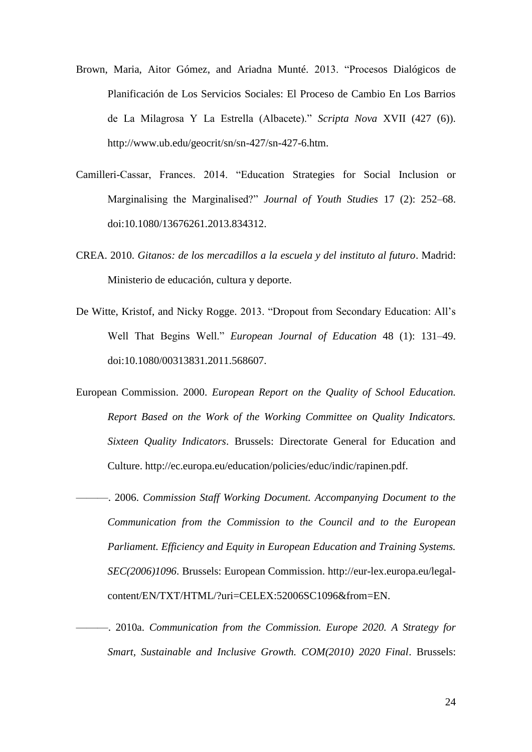Brown, Maria, Aitor Gómez, and Ariadna Munté. 2013. "Procesos Dialógicos de Planificación de Los Servicios Sociales: El Proceso de Cambio En Los Barrios de La Milagrosa Y La Estrella (Albacete)." *Scripta Nova* XVII (427 (6)). http://www.ub.edu/geocrit/sn/sn-427/sn-427-6.htm.

Camilleri-Cassar, Frances. 2014. "Education Strategies for Social Inclusion or Marginalising the Marginalised?" *Journal of Youth Studies* 17 (2): 252–68. doi:10.1080/13676261.2013.834312.

CREA. 2010. *Gitanos: de los mercadillos a la escuela y del instituto al futuro*. Madrid: Ministerio de educación, cultura y deporte.

De Witte, Kristof, and Nicky Rogge. 2013. "Dropout from Secondary Education: All's Well That Begins Well." *European Journal of Education* 48 (1): 131–49. doi:10.1080/00313831.2011.568607.

European Commission. 2000. *European Report on the Quality of School Education. Report Based on the Work of the Working Committee on Quality Indicators. Sixteen Quality Indicators*. Brussels: Directorate General for Education and Culture. http://ec.europa.eu/education/policies/educ/indic/rapinen.pdf.

———. 2006. *Commission Staff Working Document. Accompanying Document to the Communication from the Commission to the Council and to the European Parliament. Efficiency and Equity in European Education and Training Systems. SEC(2006)1096*. Brussels: European Commission. http://eur-lex.europa.eu/legal-content/EN/TXT/HTML/?uri=CELEX:52006SC1096&from=EN.

———. 2010a. *Communication from the Commission. Europe 2020. A Strategy for Smart, Sustainable and Inclusive Growth. COM(2010) 2020 Final*. Brussels: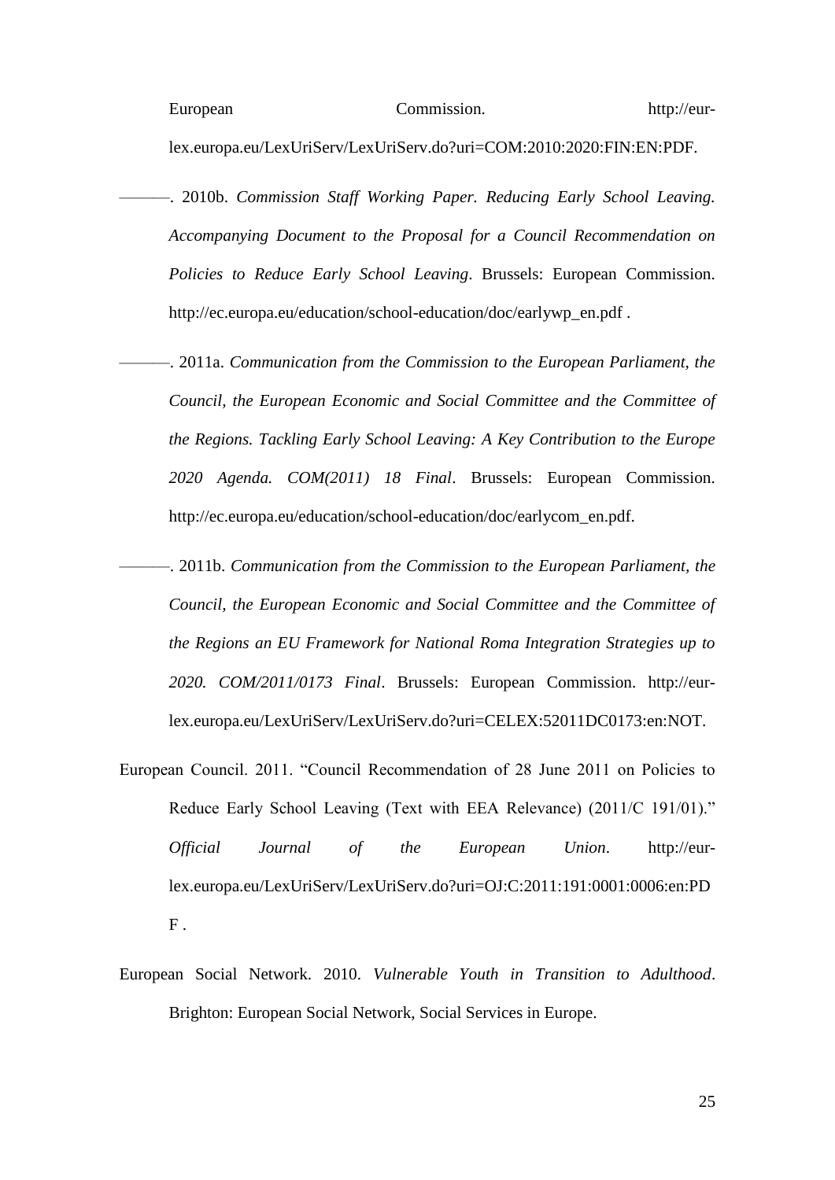European Commission. http://eur-lex.europa.eu/LexUriServ/LexUriServ.do?uri=COM:2010:2020:FIN:EN:PDF.

———. 2010b. *Commission Staff Working Paper. Reducing Early School Leaving. Accompanying Document to the Proposal for a Council Recommendation on Policies to Reduce Early School Leaving*. Brussels: European Commission. http://ec.europa.eu/education/school-education/doc/earlywp_en.pdf .

———. 2011a. *Communication from the Commission to the European Parliament, the Council, the European Economic and Social Committee and the Committee of the Regions. Tackling Early School Leaving: A Key Contribution to the Europe 2020 Agenda. COM(2011) 18 Final*. Brussels: European Commission. http://ec.europa.eu/education/school-education/doc/earlycom_en.pdf.

———. 2011b. *Communication from the Commission to the European Parliament, the Council, the European Economic and Social Committee and the Committee of the Regions an EU Framework for National Roma Integration Strategies up to 2020. COM/2011/0173 Final*. Brussels: European Commission. http://eur-lex.europa.eu/LexUriServ/LexUriServ.do?uri=CELEX:52011DC0173:en:NOT.

European Council. 2011. "Council Recommendation of 28 June 2011 on Policies to Reduce Early School Leaving (Text with EEA Relevance) (2011/C 191/01)." *Official Journal of the European Union*. http://eur-lex.europa.eu/LexUriServ/LexUriServ.do?uri=OJ:C:2011:191:0001:0006:en:PDF .

European Social Network. 2010. *Vulnerable Youth in Transition to Adulthood*. Brighton: European Social Network, Social Services in Europe.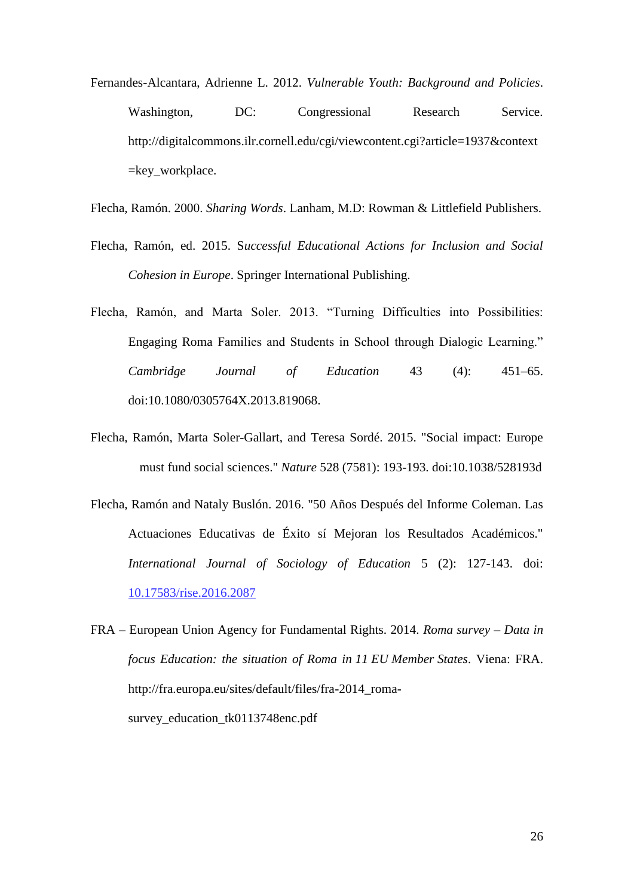Fernandes-Alcantara, Adrienne L. 2012. *Vulnerable Youth: Background and Policies*. Washington, DC: Congressional Research Service. http://digitalcommons.ilr.cornell.edu/cgi/viewcontent.cgi?article=1937&context =key_workplace.

Flecha, Ramón. 2000. *Sharing Words*. Lanham, M.D: Rowman & Littlefield Publishers.

Flecha, Ramón, ed. 2015. S*uccessful Educational Actions for Inclusion and Social Cohesion in Europe*. Springer International Publishing.

Flecha, Ramón, and Marta Soler. 2013. "Turning Difficulties into Possibilities: Engaging Roma Families and Students in School through Dialogic Learning." *Cambridge Journal of Education* 43 (4): 451–65. doi:10.1080/0305764X.2013.819068.

Flecha, Ramón, Marta Soler-Gallart, and Teresa Sordé. 2015. "Social impact: Europe must fund social sciences." *Nature* 528 (7581): 193-193. doi:10.1038/528193d

Flecha, Ramón and Nataly Buslón. 2016. "50 Años Después del Informe Coleman. Las Actuaciones Educativas de Éxito sí Mejoran los Resultados Académicos." *International Journal of Sociology of Education* 5 (2): 127-143. doi: 10.17583/rise.2016.2087

FRA – European Union Agency for Fundamental Rights. 2014. *Roma survey – Data in focus Education: the situation of Roma in 11 EU Member States*. Viena: FRA. http://fra.europa.eu/sites/default/files/fra-2014_roma-survey_education_tk0113748enc.pdf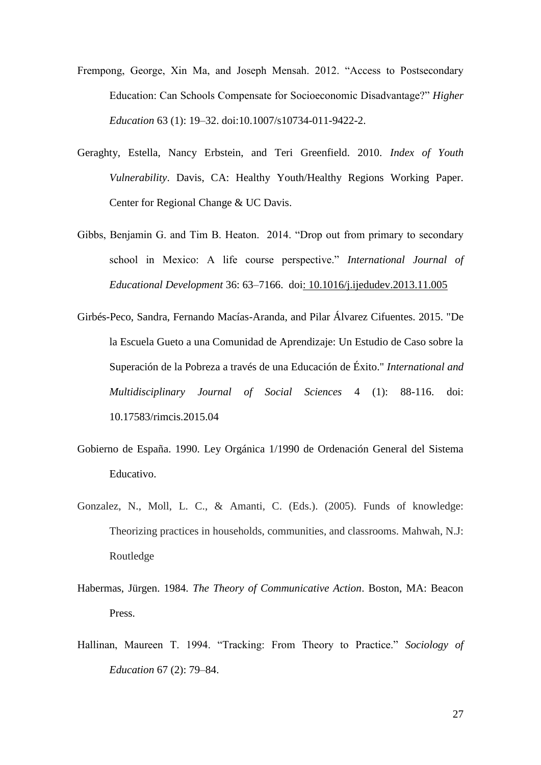Frempong, George, Xin Ma, and Joseph Mensah. 2012. “Access to Postsecondary Education: Can Schools Compensate for Socioeconomic Disadvantage?” *Higher Education* 63 (1): 19–32. doi:10.1007/s10734-011-9422-2.

Geraghty, Estella, Nancy Erbstein, and Teri Greenfield. 2010. *Index of Youth Vulnerability*. Davis, CA: Healthy Youth/Healthy Regions Working Paper. Center for Regional Change & UC Davis.

Gibbs, Benjamin G. and Tim B. Heaton. 2014. “Drop out from primary to secondary school in Mexico: A life course perspective.” *International Journal of Educational Development* 36: 63–7166. doi: 10.1016/j.ijedudev.2013.11.005

Girbés-Peco, Sandra, Fernando Macías-Aranda, and Pilar Álvarez Cifuentes. 2015. "De la Escuela Gueto a una Comunidad de Aprendizaje: Un Estudio de Caso sobre la Superación de la Pobreza a través de una Educación de Éxito." *International and Multidisciplinary Journal of Social Sciences* 4 (1): 88-116. doi: 10.17583/rimcis.2015.04

Gobierno de España. 1990. Ley Orgánica 1/1990 de Ordenación General del Sistema Educativo.

Gonzalez, N., Moll, L. C., & Amanti, C. (Eds.). (2005). Funds of knowledge: Theorizing practices in households, communities, and classrooms. Mahwah, N.J: Routledge

Habermas, Jürgen. 1984. *The Theory of Communicative Action*. Boston, MA: Beacon Press.

Hallinan, Maureen T. 1994. “Tracking: From Theory to Practice.” *Sociology of Education* 67 (2): 79–84.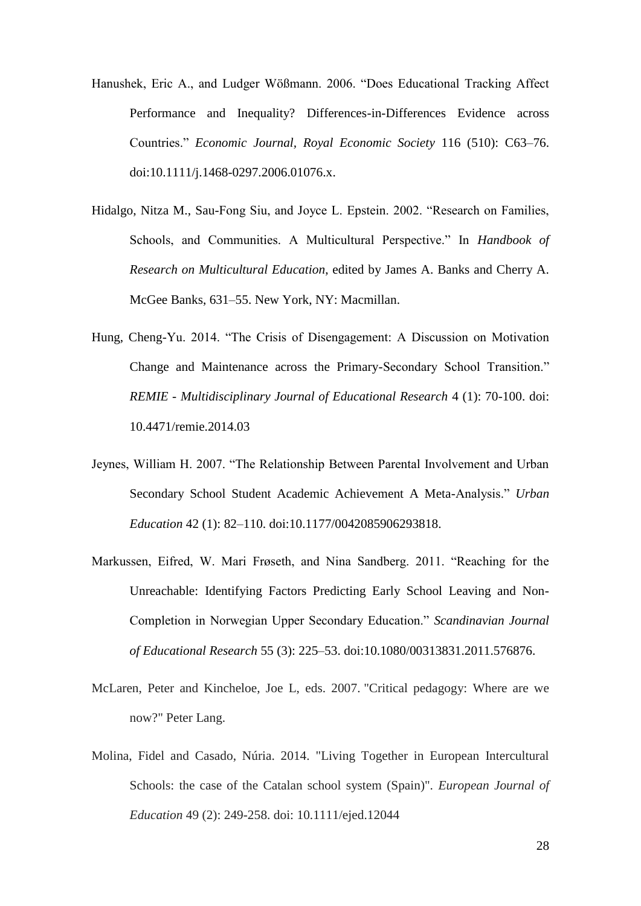Hanushek, Eric A., and Ludger Wößmann. 2006. "Does Educational Tracking Affect Performance and Inequality? Differences-in-Differences Evidence across Countries." *Economic Journal, Royal Economic Society* 116 (510): C63–76. doi:10.1111/j.1468-0297.2006.01076.x.

Hidalgo, Nitza M., Sau-Fong Siu, and Joyce L. Epstein. 2002. "Research on Families, Schools, and Communities. A Multicultural Perspective." In *Handbook of Research on Multicultural Education*, edited by James A. Banks and Cherry A. McGee Banks, 631–55. New York, NY: Macmillan.

Hung, Cheng-Yu. 2014. "The Crisis of Disengagement: A Discussion on Motivation Change and Maintenance across the Primary-Secondary School Transition." *REMIE - Multidisciplinary Journal of Educational Research* 4 (1): 70-100. doi: 10.4471/remie.2014.03

Jeynes, William H. 2007. "The Relationship Between Parental Involvement and Urban Secondary School Student Academic Achievement A Meta-Analysis." *Urban Education* 42 (1): 82–110. doi:10.1177/0042085906293818.

Markussen, Eifred, W. Mari Frøseth, and Nina Sandberg. 2011. "Reaching for the Unreachable: Identifying Factors Predicting Early School Leaving and Non-Completion in Norwegian Upper Secondary Education." *Scandinavian Journal of Educational Research* 55 (3): 225–53. doi:10.1080/00313831.2011.576876.

McLaren, Peter and Kincheloe, Joe L, eds. 2007. "Critical pedagogy: Where are we now?" Peter Lang.

Molina, Fidel and Casado, Núria. 2014. "Living Together in European Intercultural Schools: the case of the Catalan school system (Spain)". *European Journal of Education* 49 (2): 249-258. doi: 10.1111/ejed.12044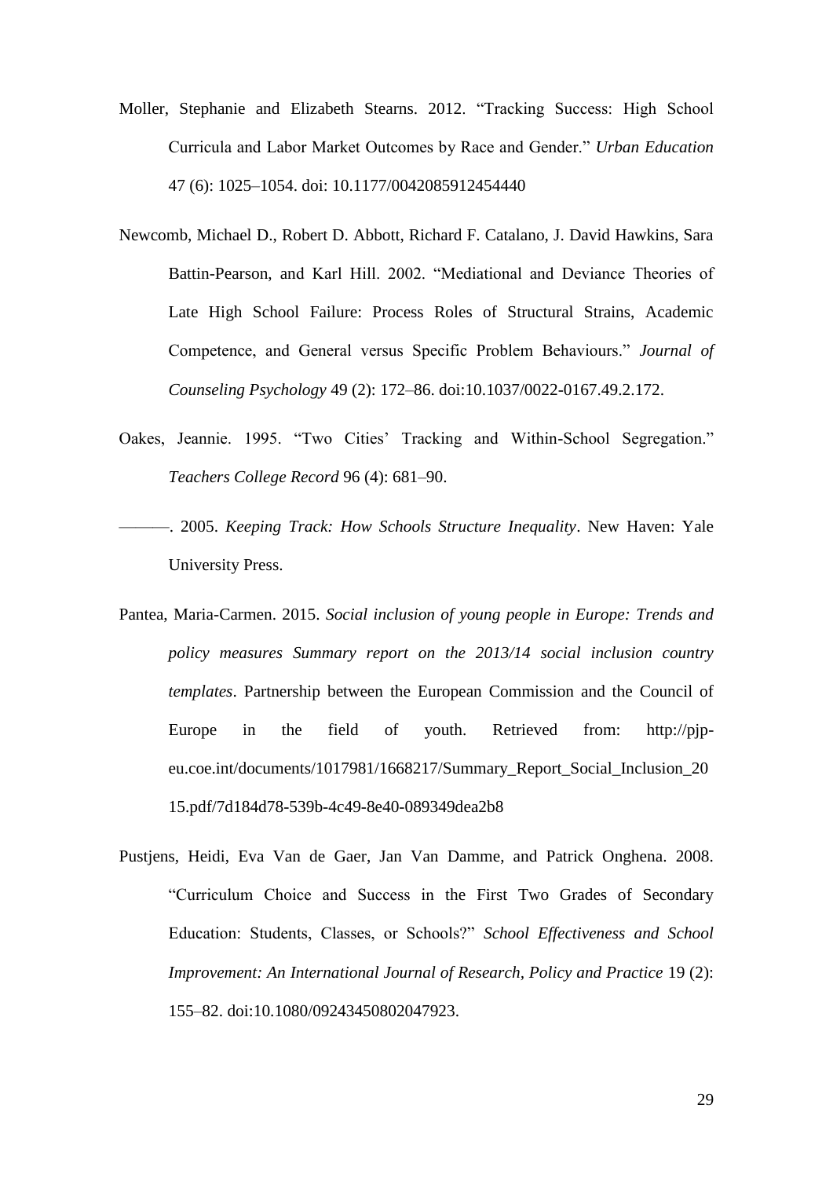Moller, Stephanie and Elizabeth Stearns. 2012. "Tracking Success: High School Curricula and Labor Market Outcomes by Race and Gender." *Urban Education* 47 (6): 1025–1054. doi: 10.1177/0042085912454440

Newcomb, Michael D., Robert D. Abbott, Richard F. Catalano, J. David Hawkins, Sara Battin-Pearson, and Karl Hill. 2002. "Mediational and Deviance Theories of Late High School Failure: Process Roles of Structural Strains, Academic Competence, and General versus Specific Problem Behaviours." *Journal of Counseling Psychology* 49 (2): 172–86. doi:10.1037/0022-0167.49.2.172.

Oakes, Jeannie. 1995. "Two Cities' Tracking and Within-School Segregation." *Teachers College Record* 96 (4): 681–90.

———. 2005. *Keeping Track: How Schools Structure Inequality*. New Haven: Yale University Press.

Pantea, Maria-Carmen. 2015. *Social inclusion of young people in Europe: Trends and policy measures Summary report on the 2013/14 social inclusion country templates*. Partnership between the European Commission and the Council of Europe in the field of youth. Retrieved from: http://pjp-eu.coe.int/documents/1017981/1668217/Summary_Report_Social_Inclusion_2015.pdf/7d184d78-539b-4c49-8e40-089349dea2b8

Pustjens, Heidi, Eva Van de Gaer, Jan Van Damme, and Patrick Onghena. 2008. "Curriculum Choice and Success in the First Two Grades of Secondary Education: Students, Classes, or Schools?" *School Effectiveness and School Improvement: An International Journal of Research, Policy and Practice* 19 (2): 155–82. doi:10.1080/09243450802047923.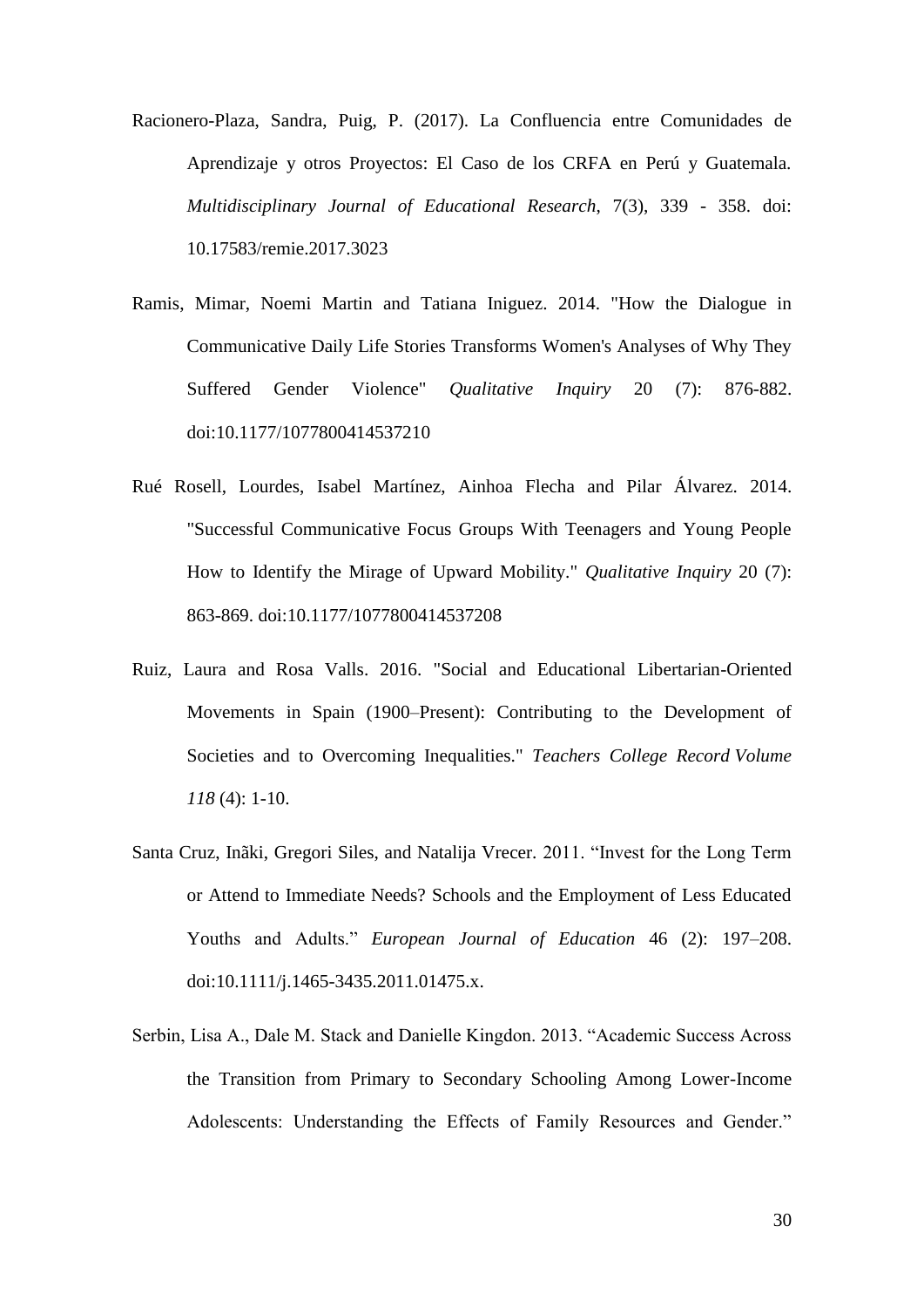Racionero-Plaza, Sandra, Puig, P. (2017). La Confluencia entre Comunidades de Aprendizaje y otros Proyectos: El Caso de los CRFA en Perú y Guatemala. *Multidisciplinary Journal of Educational Research*, 7(3), 339 - 358. doi: 10.17583/remie.2017.3023

Ramis, Mimar, Noemi Martin and Tatiana Iniguez. 2014. "How the Dialogue in Communicative Daily Life Stories Transforms Women's Analyses of Why They Suffered Gender Violence" *Qualitative Inquiry* 20 (7): 876-882. doi:10.1177/1077800414537210

Rué Rosell, Lourdes, Isabel Martínez, Ainhoa Flecha and Pilar Álvarez. 2014. "Successful Communicative Focus Groups With Teenagers and Young People How to Identify the Mirage of Upward Mobility." *Qualitative Inquiry* 20 (7): 863-869. doi:10.1177/1077800414537208

Ruiz, Laura and Rosa Valls. 2016. "Social and Educational Libertarian-Oriented Movements in Spain (1900–Present): Contributing to the Development of Societies and to Overcoming Inequalities." *Teachers College Record Volume 118* (4): 1-10.

Santa Cruz, Inãki, Gregori Siles, and Natalija Vrecer. 2011. "Invest for the Long Term or Attend to Immediate Needs? Schools and the Employment of Less Educated Youths and Adults." *European Journal of Education* 46 (2): 197–208. doi:10.1111/j.1465-3435.2011.01475.x.

Serbin, Lisa A., Dale M. Stack and Danielle Kingdon. 2013. "Academic Success Across the Transition from Primary to Secondary Schooling Among Lower-Income Adolescents: Understanding the Effects of Family Resources and Gender."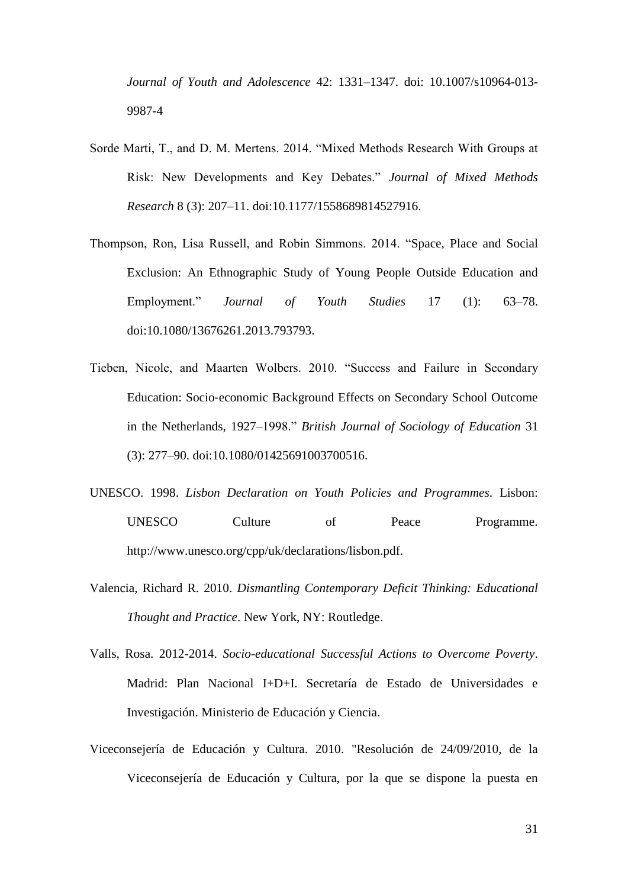*Journal of Youth and Adolescence* 42: 1331–1347. doi: 10.1007/s10964-013-9987-4

Sorde Marti, T., and D. M. Mertens. 2014. "Mixed Methods Research With Groups at Risk: New Developments and Key Debates." *Journal of Mixed Methods Research* 8 (3): 207–11. doi:10.1177/1558689814527916.

Thompson, Ron, Lisa Russell, and Robin Simmons. 2014. "Space, Place and Social Exclusion: An Ethnographic Study of Young People Outside Education and Employment." *Journal of Youth Studies* 17 (1): 63–78. doi:10.1080/13676261.2013.793793.

Tieben, Nicole, and Maarten Wolbers. 2010. "Success and Failure in Secondary Education: Socio-economic Background Effects on Secondary School Outcome in the Netherlands, 1927–1998." *British Journal of Sociology of Education* 31 (3): 277–90. doi:10.1080/01425691003700516.

UNESCO. 1998. *Lisbon Declaration on Youth Policies and Programmes*. Lisbon: UNESCO Culture of Peace Programme. http://www.unesco.org/cpp/uk/declarations/lisbon.pdf.

Valencia, Richard R. 2010. *Dismantling Contemporary Deficit Thinking: Educational Thought and Practice*. New York, NY: Routledge.

Valls, Rosa. 2012-2014. *Socio-educational Successful Actions to Overcome Poverty*. Madrid: Plan Nacional I+D+I. Secretaría de Estado de Universidades e Investigación. Ministerio de Educación y Ciencia.

Viceconsejería de Educación y Cultura. 2010. "Resolución de 24/09/2010, de la Viceconsejería de Educación y Cultura, por la que se dispone la puesta en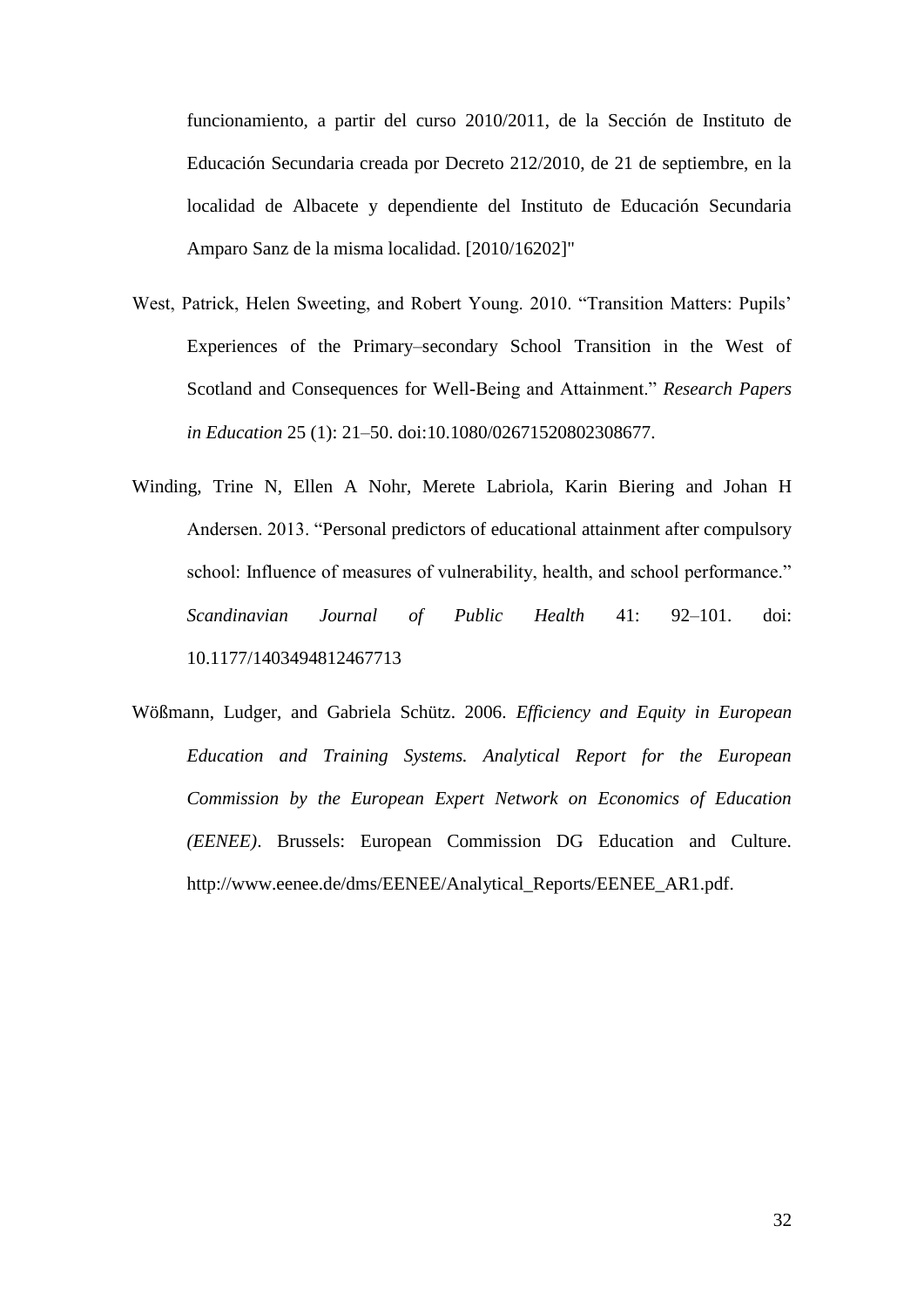funcionamiento, a partir del curso 2010/2011, de la Sección de Instituto de Educación Secundaria creada por Decreto 212/2010, de 21 de septiembre, en la localidad de Albacete y dependiente del Instituto de Educación Secundaria Amparo Sanz de la misma localidad. [2010/16202]"

West, Patrick, Helen Sweeting, and Robert Young. 2010. "Transition Matters: Pupils' Experiences of the Primary–secondary School Transition in the West of Scotland and Consequences for Well-Being and Attainment." *Research Papers in Education* 25 (1): 21–50. doi:10.1080/02671520802308677.

Winding, Trine N, Ellen A Nohr, Merete Labriola, Karin Biering and Johan H Andersen. 2013. "Personal predictors of educational attainment after compulsory school: Influence of measures of vulnerability, health, and school performance." *Scandinavian Journal of Public Health* 41: 92–101. doi: 10.1177/1403494812467713

Wößmann, Ludger, and Gabriela Schütz. 2006. *Efficiency and Equity in European Education and Training Systems. Analytical Report for the European Commission by the European Expert Network on Economics of Education (EENEE)*. Brussels: European Commission DG Education and Culture. http://www.eenee.de/dms/EENEE/Analytical_Reports/EENEE_AR1.pdf.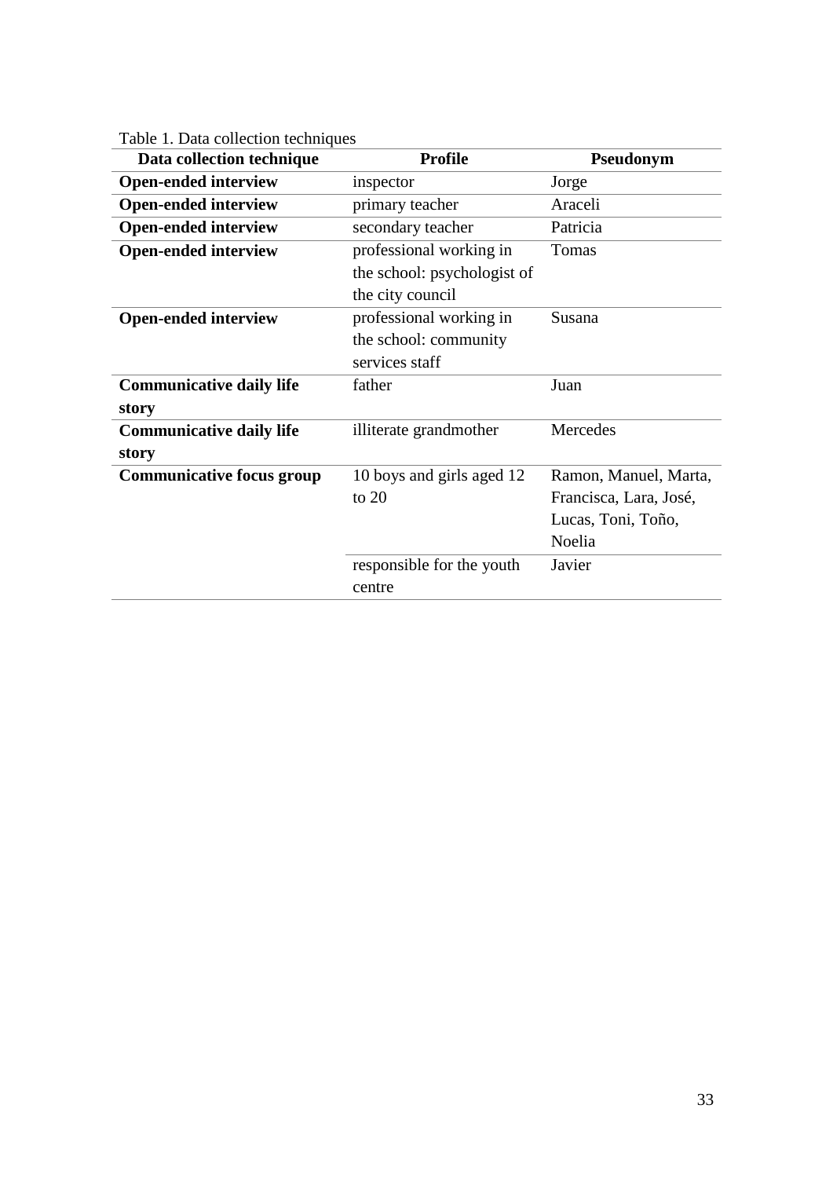Table 1. Data collection techniques

| Data collection technique | Profile | Pseudonym |
| --- | --- | --- |
| **Open-ended interview** | inspector | Jorge |
| **Open-ended interview** | primary teacher | Araceli |
| **Open-ended interview** | secondary teacher | Patricia |
| **Open-ended interview** | professional working in the school: psychologist of the city council | Tomas |
| **Open-ended interview** | professional working in the school: community services staff | Susana |
| **Communicative daily life story** | father | Juan |
| **Communicative daily life story** | illiterate grandmother | Mercedes |
| **Communicative focus group** | 10 boys and girls aged 12 to 20 | Ramon, Manuel, Marta, Francisca, Lara, José, Lucas, Toni, Toño, Noelia |
| | responsible for the youth centre | Javier |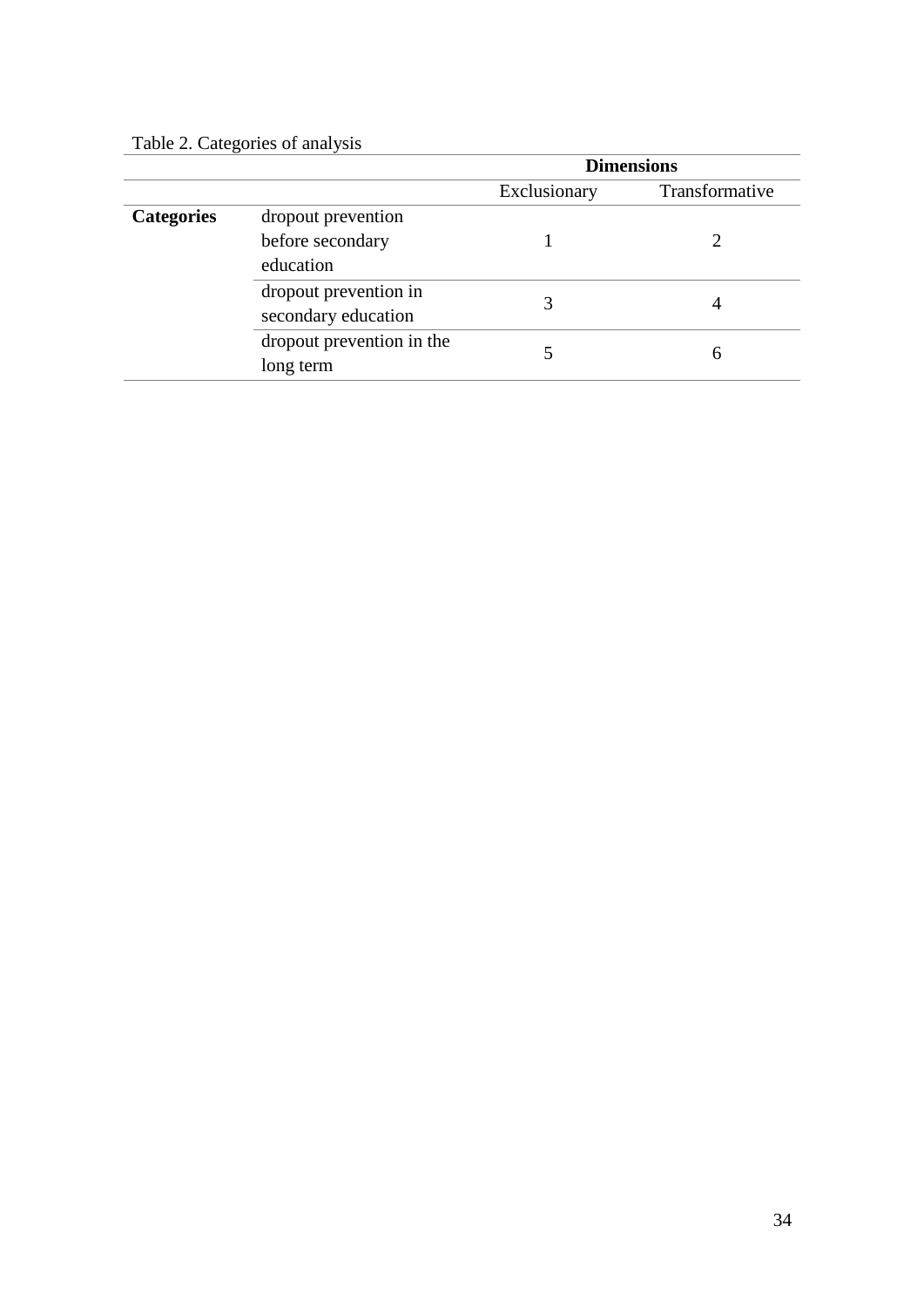Table 2. Categories of analysis

| | | Dimensions | |
|---|---|---|---|
| | | Exclusionary | Transformative |
| **Categories** | dropout prevention before secondary education | 1 | 2 |
| | dropout prevention in secondary education | 3 | 4 |
| | dropout prevention in the long term | 5 | 6 |